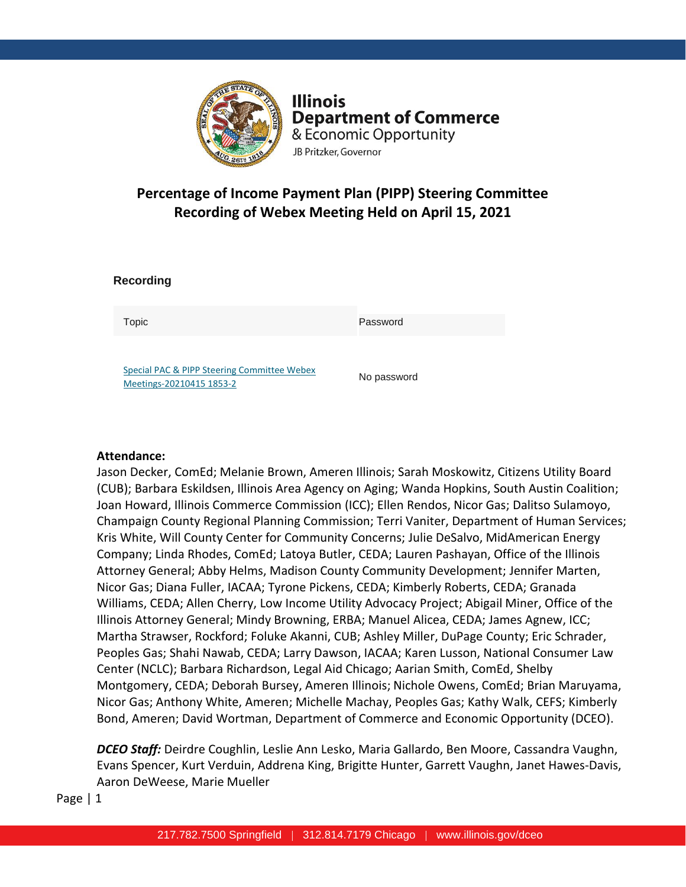Illinois
Department of Commerce
& Economic Opportunity
JB Pritzker, Governor

# Percentage of Income Payment Plan (PIPP) Steering Committee
# Recording of Webex Meeting Held on April 15, 2021

## Recording

| Topic | Password |
| --- | --- |
| Special PAC & PIPP Steering Committee Webex Meetings-20210415 1853-2 | No password |

**Attendance:**
Jason Decker, ComEd; Melanie Brown, Ameren Illinois; Sarah Moskowitz, Citizens Utility Board (CUB); Barbara Eskildsen, Illinois Area Agency on Aging; Wanda Hopkins, South Austin Coalition; Joan Howard, Illinois Commerce Commission (ICC); Ellen Rendos, Nicor Gas; Dalitso Sulamoyo, Champaign County Regional Planning Commission; Terri Vaniter, Department of Human Services; Kris White, Will County Center for Community Concerns; Julie DeSalvo, MidAmerican Energy Company; Linda Rhodes, ComEd; Latoya Butler, CEDA; Lauren Pashayan, Office of the Illinois Attorney General; Abby Helms, Madison County Community Development; Jennifer Marten, Nicor Gas; Diana Fuller, IACAA; Tyrone Pickens, CEDA; Kimberly Roberts, CEDA; Granada Williams, CEDA; Allen Cherry, Low Income Utility Advocacy Project; Abigail Miner, Office of the Illinois Attorney General; Mindy Browning, ERBA; Manuel Alicea, CEDA; James Agnew, ICC; Martha Strawser, Rockford; Foluke Akanni, CUB; Ashley Miller, DuPage County; Eric Schrader, Peoples Gas; Shahi Nawab, CEDA; Larry Dawson, IACAA; Karen Lusson, National Consumer Law Center (NCLC); Barbara Richardson, Legal Aid Chicago; Aarian Smith, ComEd, Shelby Montgomery, CEDA; Deborah Bursey, Ameren Illinois; Nichole Owens, ComEd; Brian Maruyama, Nicor Gas; Anthony White, Ameren; Michelle Machay, Peoples Gas; Kathy Walk, CEFS; Kimberly Bond, Ameren; David Wortman, Department of Commerce and Economic Opportunity (DCEO).

***DCEO Staff:*** Deirdre Coughlin, Leslie Ann Lesko, Maria Gallardo, Ben Moore, Cassandra Vaughn, Evans Spencer, Kurt Verduin, Addrena King, Brigitte Hunter, Garrett Vaughn, Janet Hawes-Davis, Aaron DeWeese, Marie Mueller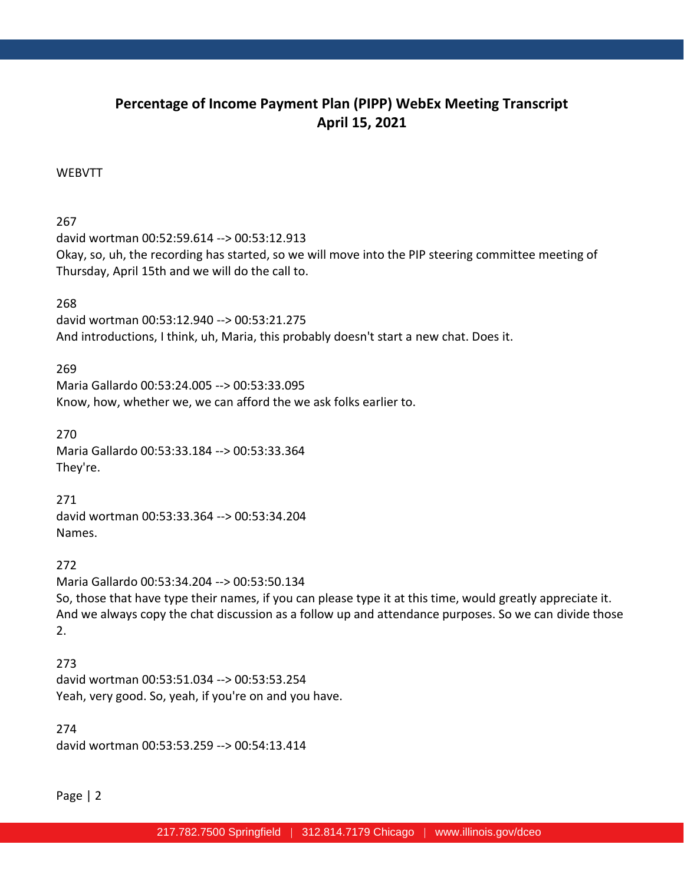## Percentage of Income Payment Plan (PIPP) WebEx Meeting Transcript
## April 15, 2021

WEBVTT

267
david wortman 00:52:59.614 --> 00:53:12.913
Okay, so, uh, the recording has started, so we will move into the PIP steering committee meeting of Thursday, April 15th and we will do the call to.

268
david wortman 00:53:12.940 --> 00:53:21.275
And introductions, I think, uh, Maria, this probably doesn't start a new chat. Does it.

269
Maria Gallardo 00:53:24.005 --> 00:53:33.095
Know, how, whether we, we can afford the we ask folks earlier to.

270
Maria Gallardo 00:53:33.184 --> 00:53:33.364
They're.

271
david wortman 00:53:33.364 --> 00:53:34.204
Names.

272
Maria Gallardo 00:53:34.204 --> 00:53:50.134
So, those that have type their names, if you can please type it at this time, would greatly appreciate it. And we always copy the chat discussion as a follow up and attendance purposes. So we can divide those 2.

273
david wortman 00:53:51.034 --> 00:53:53.254
Yeah, very good. So, yeah, if you're on and you have.

274
david wortman 00:53:53.259 --> 00:54:13.414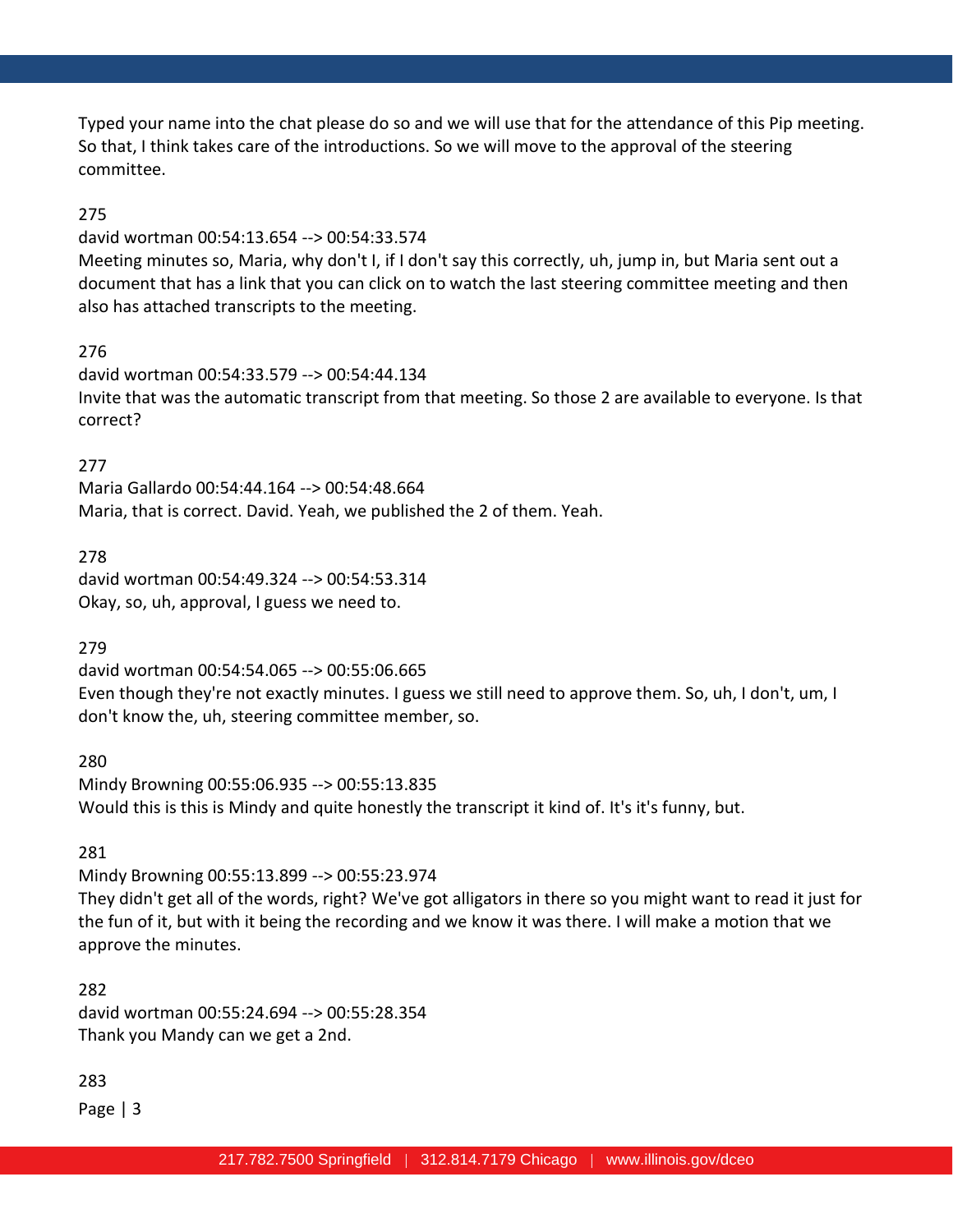Typed your name into the chat please do so and we will use that for the attendance of this Pip meeting. So that, I think takes care of the introductions. So we will move to the approval of the steering committee.

275

david wortman 00:54:13.654 --> 00:54:33.574

Meeting minutes so, Maria, why don't I, if I don't say this correctly, uh, jump in, but Maria sent out a document that has a link that you can click on to watch the last steering committee meeting and then also has attached transcripts to the meeting.

276

david wortman 00:54:33.579 --> 00:54:44.134

Invite that was the automatic transcript from that meeting. So those 2 are available to everyone. Is that correct?

277

Maria Gallardo 00:54:44.164 --> 00:54:48.664

Maria, that is correct. David. Yeah, we published the 2 of them. Yeah.

278

david wortman 00:54:49.324 --> 00:54:53.314

Okay, so, uh, approval, I guess we need to.

279

david wortman 00:54:54.065 --> 00:55:06.665

Even though they're not exactly minutes. I guess we still need to approve them. So, uh, I don't, um, I don't know the, uh, steering committee member, so.

280

Mindy Browning 00:55:06.935 --> 00:55:13.835

Would this is this is Mindy and quite honestly the transcript it kind of. It's it's funny, but.

281

Mindy Browning 00:55:13.899 --> 00:55:23.974

They didn't get all of the words, right? We've got alligators in there so you might want to read it just for the fun of it, but with it being the recording and we know it was there. I will make a motion that we approve the minutes.

282

david wortman 00:55:24.694 --> 00:55:28.354

Thank you Mandy can we get a 2nd.

283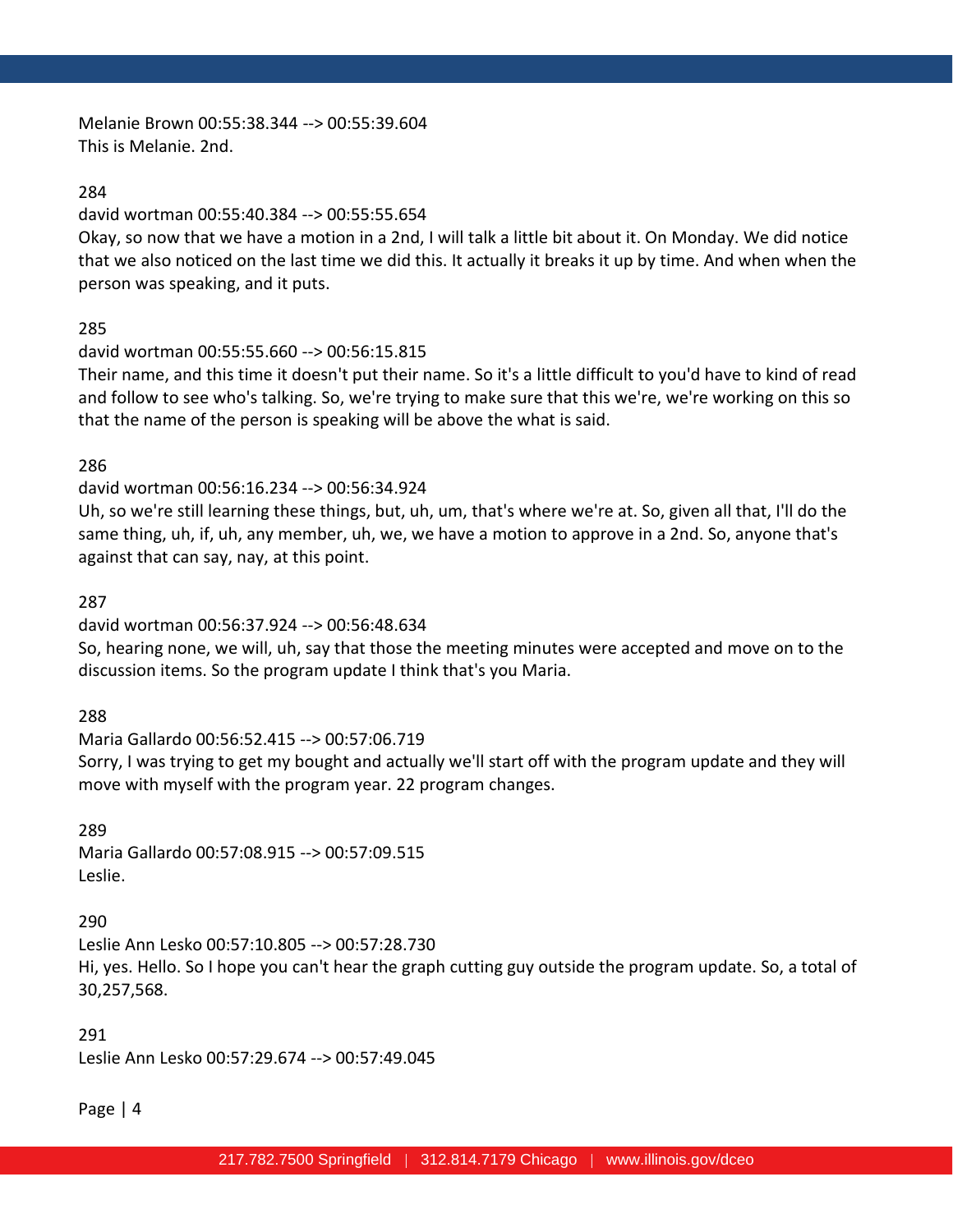Melanie Brown 00:55:38.344 --> 00:55:39.604
This is Melanie. 2nd.

284

david wortman 00:55:40.384 --> 00:55:55.654
Okay, so now that we have a motion in a 2nd, I will talk a little bit about it. On Monday. We did notice that we also noticed on the last time we did this. It actually it breaks it up by time. And when when the person was speaking, and it puts.

285

david wortman 00:55:55.660 --> 00:56:15.815
Their name, and this time it doesn't put their name. So it's a little difficult to you'd have to kind of read and follow to see who's talking. So, we're trying to make sure that this we're, we're working on this so that the name of the person is speaking will be above the what is said.

286

david wortman 00:56:16.234 --> 00:56:34.924
Uh, so we're still learning these things, but, uh, um, that's where we're at. So, given all that, I'll do the same thing, uh, if, uh, any member, uh, we, we have a motion to approve in a 2nd. So, anyone that's against that can say, nay, at this point.

287

david wortman 00:56:37.924 --> 00:56:48.634
So, hearing none, we will, uh, say that those the meeting minutes were accepted and move on to the discussion items. So the program update I think that's you Maria.

288

Maria Gallardo 00:56:52.415 --> 00:57:06.719
Sorry, I was trying to get my bought and actually we'll start off with the program update and they will move with myself with the program year. 22 program changes.

289

Maria Gallardo 00:57:08.915 --> 00:57:09.515
Leslie.

290

Leslie Ann Lesko 00:57:10.805 --> 00:57:28.730
Hi, yes. Hello. So I hope you can't hear the graph cutting guy outside the program update. So, a total of 30,257,568.

291

Leslie Ann Lesko 00:57:29.674 --> 00:57:49.045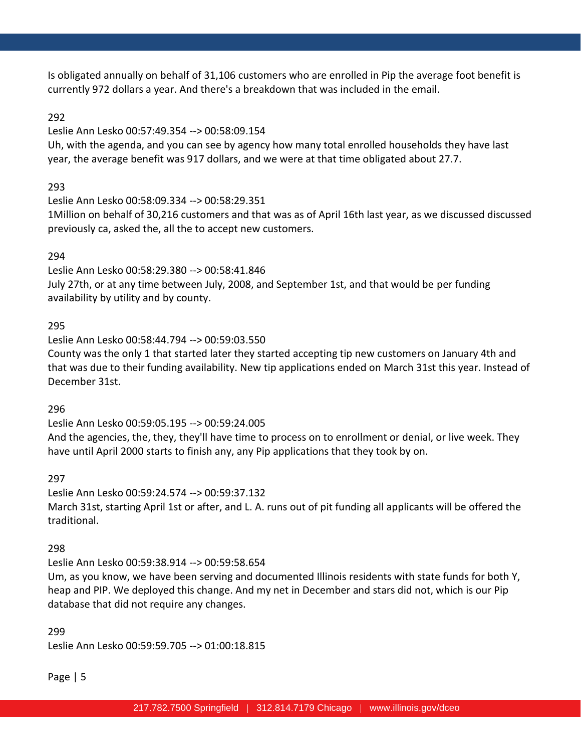Is obligated annually on behalf of 31,106 customers who are enrolled in Pip the average foot benefit is currently 972 dollars a year. And there's a breakdown that was included in the email.

292

Leslie Ann Lesko 00:57:49.354 --> 00:58:09.154

Uh, with the agenda, and you can see by agency how many total enrolled households they have last year, the average benefit was 917 dollars, and we were at that time obligated about 27.7.

293

Leslie Ann Lesko 00:58:09.334 --> 00:58:29.351

1Million on behalf of 30,216 customers and that was as of April 16th last year, as we discussed discussed previously ca, asked the, all the to accept new customers.

294

Leslie Ann Lesko 00:58:29.380 --> 00:58:41.846

July 27th, or at any time between July, 2008, and September 1st, and that would be per funding availability by utility and by county.

295

Leslie Ann Lesko 00:58:44.794 --> 00:59:03.550

County was the only 1 that started later they started accepting tip new customers on January 4th and that was due to their funding availability. New tip applications ended on March 31st this year. Instead of December 31st.

296

Leslie Ann Lesko 00:59:05.195 --> 00:59:24.005

And the agencies, the, they, they'll have time to process on to enrollment or denial, or live week. They have until April 2000 starts to finish any, any Pip applications that they took by on.

297

Leslie Ann Lesko 00:59:24.574 --> 00:59:37.132

March 31st, starting April 1st or after, and L. A. runs out of pit funding all applicants will be offered the traditional.

298

Leslie Ann Lesko 00:59:38.914 --> 00:59:58.654

Um, as you know, we have been serving and documented Illinois residents with state funds for both Y, heap and PIP. We deployed this change. And my net in December and stars did not, which is our Pip database that did not require any changes.

299

Leslie Ann Lesko 00:59:59.705 --> 01:00:18.815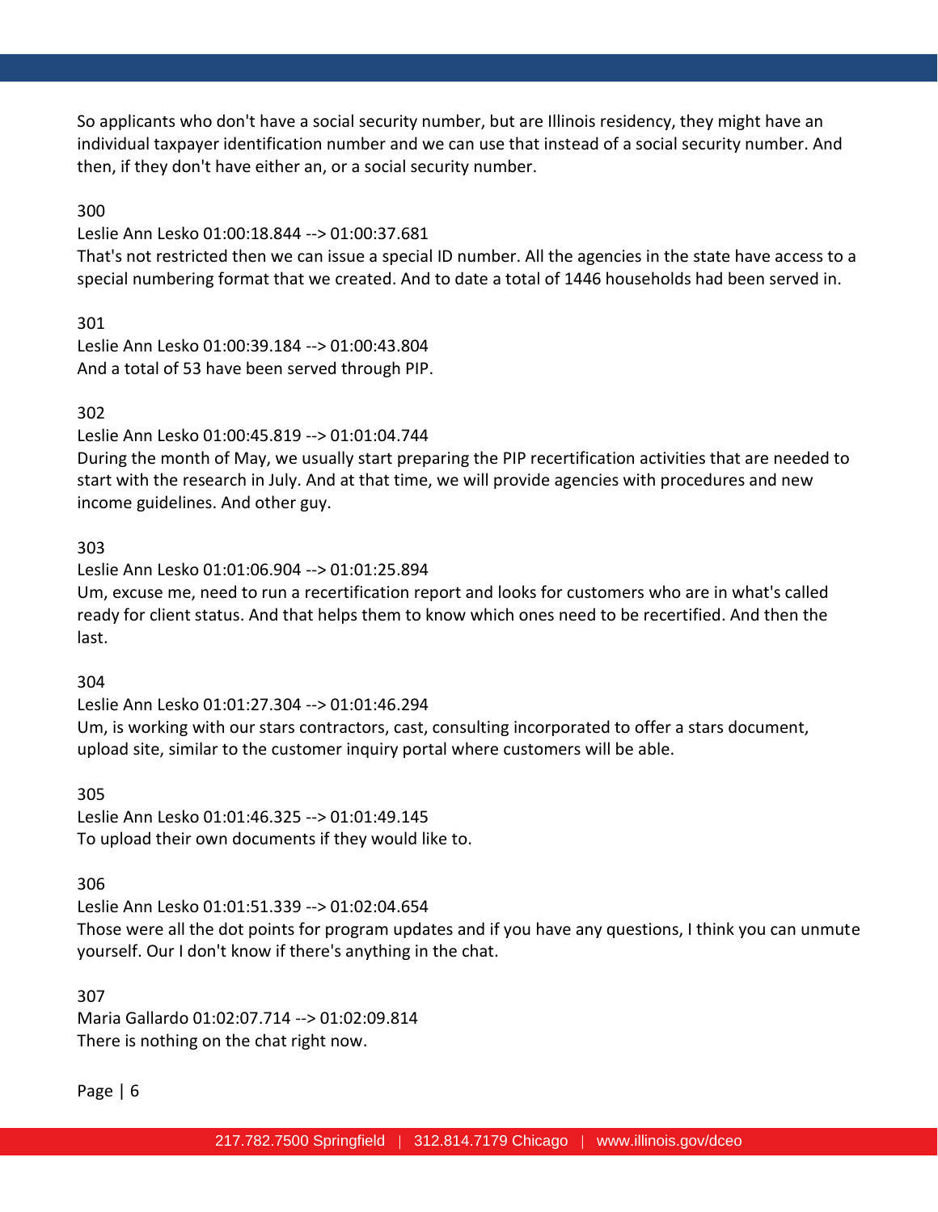So applicants who don't have a social security number, but are Illinois residency, they might have an individual taxpayer identification number and we can use that instead of a social security number. And then, if they don't have either an, or a social security number.

300

Leslie Ann Lesko 01:00:18.844 --> 01:00:37.681

That's not restricted then we can issue a special ID number. All the agencies in the state have access to a special numbering format that we created. And to date a total of 1446 households had been served in.

301

Leslie Ann Lesko 01:00:39.184 --> 01:00:43.804

And a total of 53 have been served through PIP.

302

Leslie Ann Lesko 01:00:45.819 --> 01:01:04.744

During the month of May, we usually start preparing the PIP recertification activities that are needed to start with the research in July. And at that time, we will provide agencies with procedures and new income guidelines. And other guy.

303

Leslie Ann Lesko 01:01:06.904 --> 01:01:25.894

Um, excuse me, need to run a recertification report and looks for customers who are in what's called ready for client status. And that helps them to know which ones need to be recertified. And then the last.

304

Leslie Ann Lesko 01:01:27.304 --> 01:01:46.294

Um, is working with our stars contractors, cast, consulting incorporated to offer a stars document, upload site, similar to the customer inquiry portal where customers will be able.

305

Leslie Ann Lesko 01:01:46.325 --> 01:01:49.145

To upload their own documents if they would like to.

306

Leslie Ann Lesko 01:01:51.339 --> 01:02:04.654

Those were all the dot points for program updates and if you have any questions, I think you can unmute yourself. Our I don't know if there's anything in the chat.

307

Maria Gallardo 01:02:07.714 --> 01:02:09.814

There is nothing on the chat right now.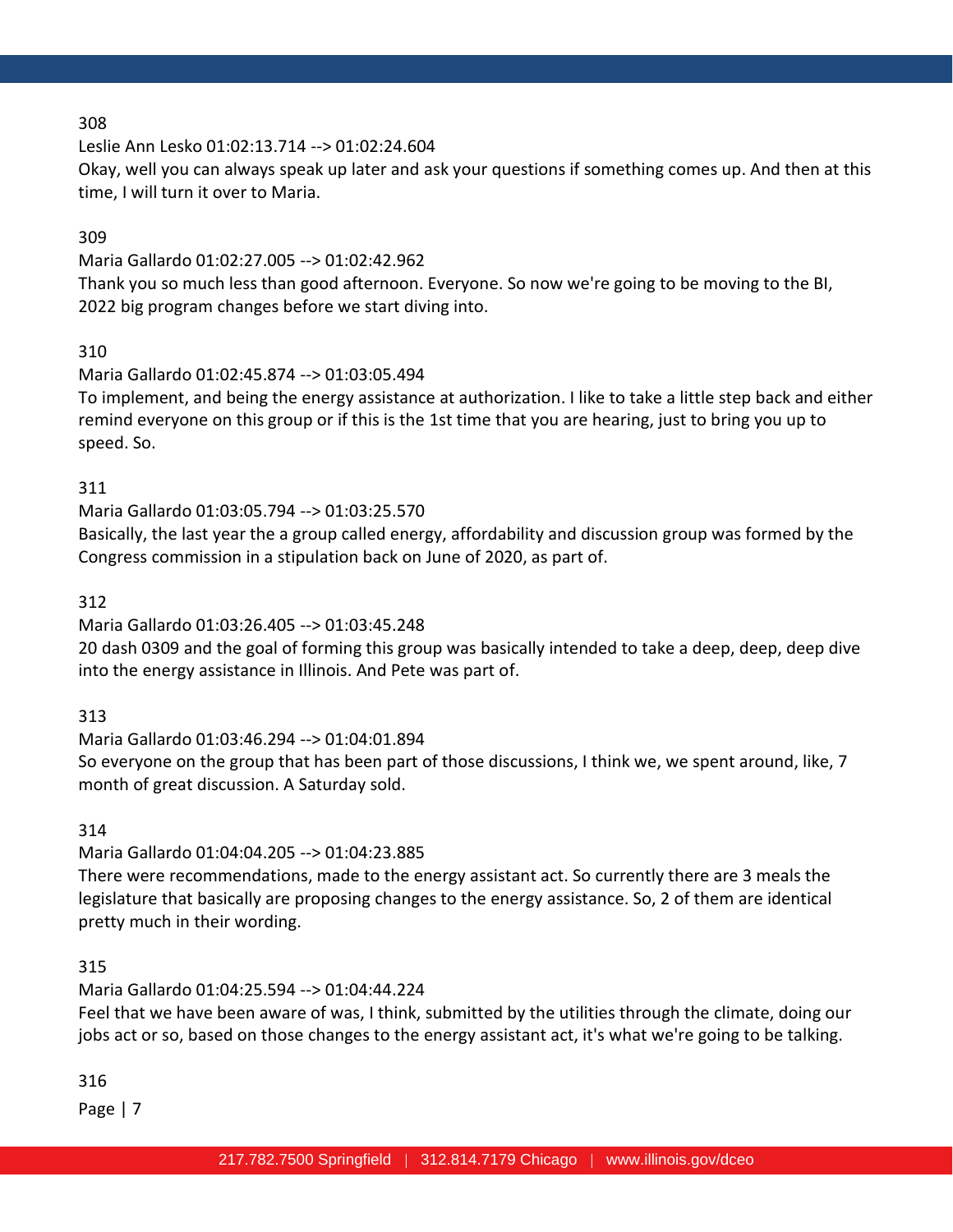308

Leslie Ann Lesko 01:02:13.714 --> 01:02:24.604

Okay, well you can always speak up later and ask your questions if something comes up. And then at this time, I will turn it over to Maria.

309

Maria Gallardo 01:02:27.005 --> 01:02:42.962

Thank you so much less than good afternoon. Everyone. So now we're going to be moving to the BI, 2022 big program changes before we start diving into.

310

Maria Gallardo 01:02:45.874 --> 01:03:05.494

To implement, and being the energy assistance at authorization. I like to take a little step back and either remind everyone on this group or if this is the 1st time that you are hearing, just to bring you up to speed. So.

311

Maria Gallardo 01:03:05.794 --> 01:03:25.570

Basically, the last year the a group called energy, affordability and discussion group was formed by the Congress commission in a stipulation back on June of 2020, as part of.

312

Maria Gallardo 01:03:26.405 --> 01:03:45.248

20 dash 0309 and the goal of forming this group was basically intended to take a deep, deep, deep dive into the energy assistance in Illinois. And Pete was part of.

313

Maria Gallardo 01:03:46.294 --> 01:04:01.894

So everyone on the group that has been part of those discussions, I think we, we spent around, like, 7 month of great discussion. A Saturday sold.

314

Maria Gallardo 01:04:04.205 --> 01:04:23.885

There were recommendations, made to the energy assistant act. So currently there are 3 meals the legislature that basically are proposing changes to the energy assistance. So, 2 of them are identical pretty much in their wording.

315

Maria Gallardo 01:04:25.594 --> 01:04:44.224

Feel that we have been aware of was, I think, submitted by the utilities through the climate, doing our jobs act or so, based on those changes to the energy assistant act, it's what we're going to be talking.

316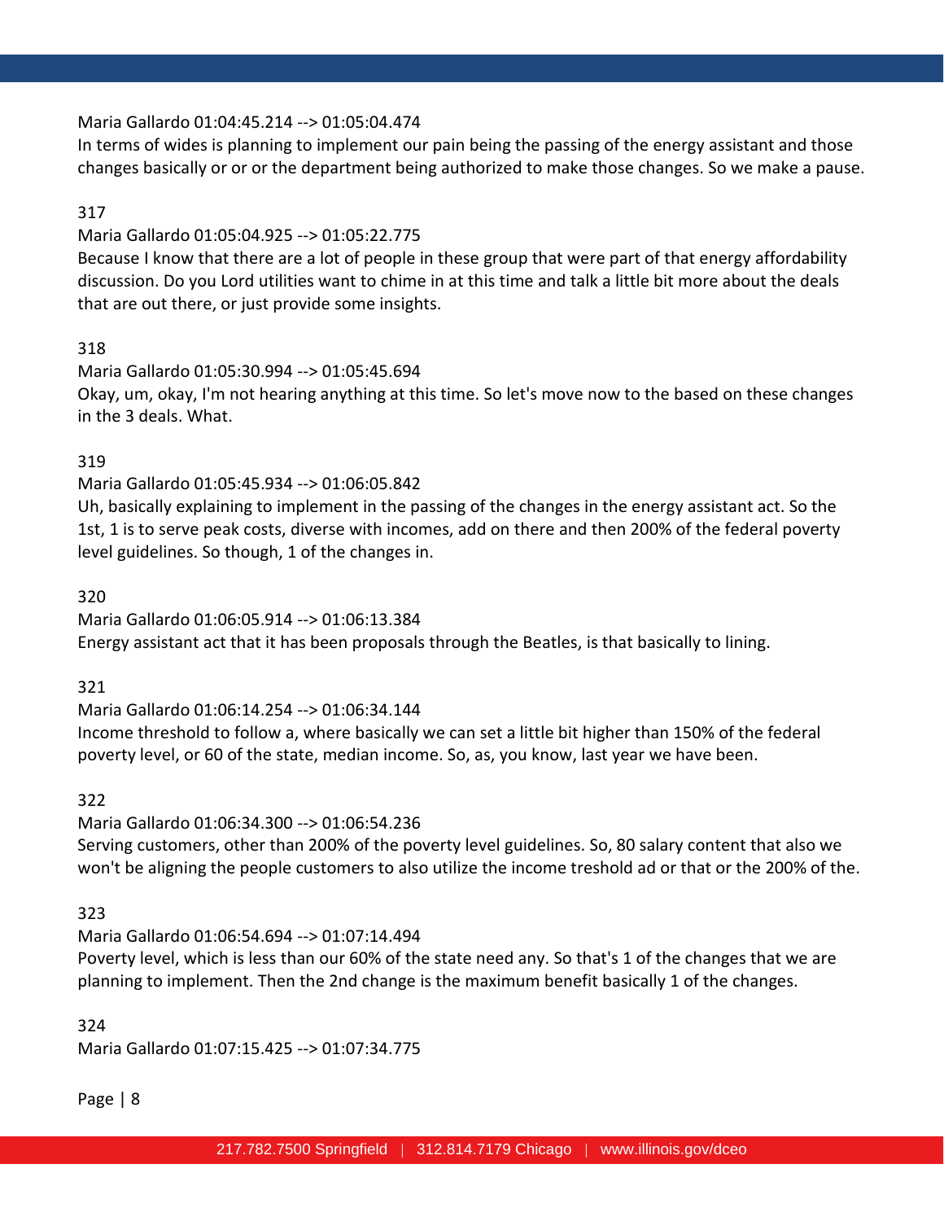Maria Gallardo 01:04:45.214 --> 01:05:04.474
In terms of wides is planning to implement our pain being the passing of the energy assistant and those changes basically or or or the department being authorized to make those changes. So we make a pause.

317

Maria Gallardo 01:05:04.925 --> 01:05:22.775
Because I know that there are a lot of people in these group that were part of that energy affordability discussion. Do you Lord utilities want to chime in at this time and talk a little bit more about the deals that are out there, or just provide some insights.

318

Maria Gallardo 01:05:30.994 --> 01:05:45.694
Okay, um, okay, I'm not hearing anything at this time. So let's move now to the based on these changes in the 3 deals. What.

319

Maria Gallardo 01:05:45.934 --> 01:06:05.842
Uh, basically explaining to implement in the passing of the changes in the energy assistant act. So the 1st, 1 is to serve peak costs, diverse with incomes, add on there and then 200% of the federal poverty level guidelines. So though, 1 of the changes in.

320

Maria Gallardo 01:06:05.914 --> 01:06:13.384
Energy assistant act that it has been proposals through the Beatles, is that basically to lining.

321

Maria Gallardo 01:06:14.254 --> 01:06:34.144
Income threshold to follow a, where basically we can set a little bit higher than 150% of the federal poverty level, or 60 of the state, median income. So, as, you know, last year we have been.

322

Maria Gallardo 01:06:34.300 --> 01:06:54.236
Serving customers, other than 200% of the poverty level guidelines. So, 80 salary content that also we won't be aligning the people customers to also utilize the income treshold ad or that or the 200% of the.

323

Maria Gallardo 01:06:54.694 --> 01:07:14.494
Poverty level, which is less than our 60% of the state need any. So that's 1 of the changes that we are planning to implement. Then the 2nd change is the maximum benefit basically 1 of the changes.

324

Maria Gallardo 01:07:15.425 --> 01:07:34.775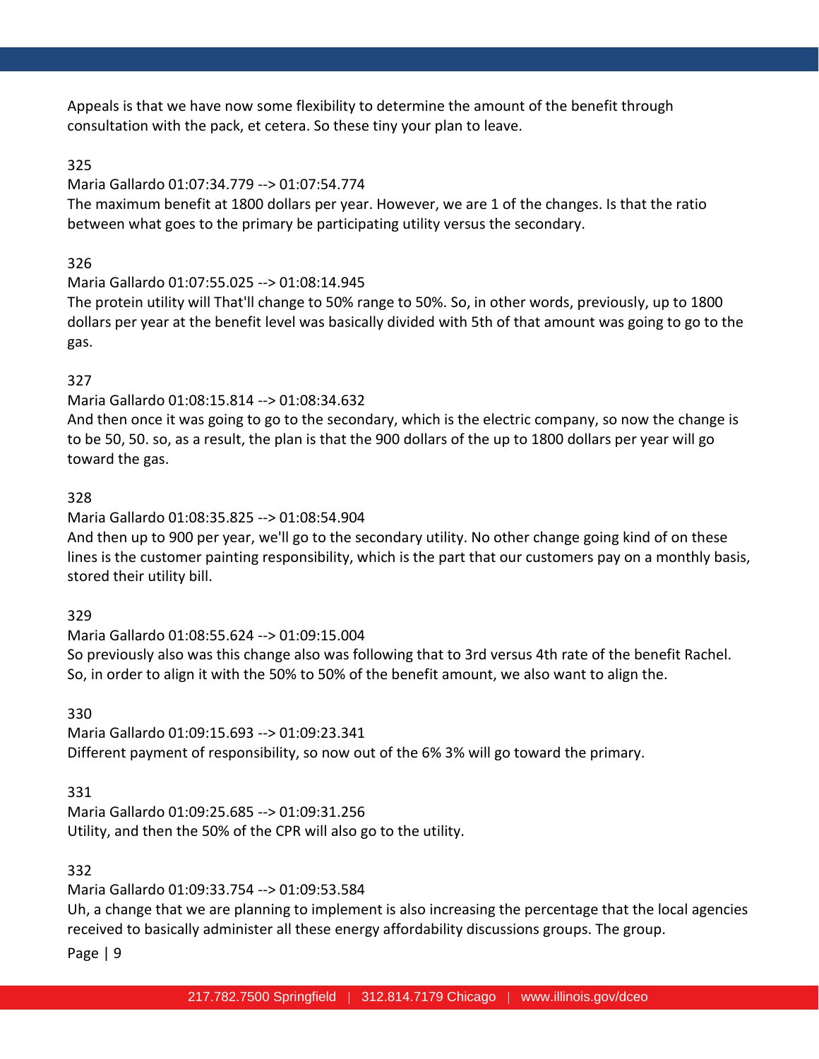Appeals is that we have now some flexibility to determine the amount of the benefit through consultation with the pack, et cetera. So these tiny your plan to leave.

325

Maria Gallardo 01:07:34.779 --> 01:07:54.774

The maximum benefit at 1800 dollars per year. However, we are 1 of the changes. Is that the ratio between what goes to the primary be participating utility versus the secondary.

326

Maria Gallardo 01:07:55.025 --> 01:08:14.945

The protein utility will That'll change to 50% range to 50%. So, in other words, previously, up to 1800 dollars per year at the benefit level was basically divided with 5th of that amount was going to go to the gas.

327

Maria Gallardo 01:08:15.814 --> 01:08:34.632

And then once it was going to go to the secondary, which is the electric company, so now the change is to be 50, 50. so, as a result, the plan is that the 900 dollars of the up to 1800 dollars per year will go toward the gas.

328

Maria Gallardo 01:08:35.825 --> 01:08:54.904

And then up to 900 per year, we'll go to the secondary utility. No other change going kind of on these lines is the customer painting responsibility, which is the part that our customers pay on a monthly basis, stored their utility bill.

329

Maria Gallardo 01:08:55.624 --> 01:09:15.004

So previously also was this change also was following that to 3rd versus 4th rate of the benefit Rachel. So, in order to align it with the 50% to 50% of the benefit amount, we also want to align the.

330

Maria Gallardo 01:09:15.693 --> 01:09:23.341

Different payment of responsibility, so now out of the 6% 3% will go toward the primary.

331

Maria Gallardo 01:09:25.685 --> 01:09:31.256

Utility, and then the 50% of the CPR will also go to the utility.

332

Maria Gallardo 01:09:33.754 --> 01:09:53.584

Uh, a change that we are planning to implement is also increasing the percentage that the local agencies received to basically administer all these energy affordability discussions groups. The group.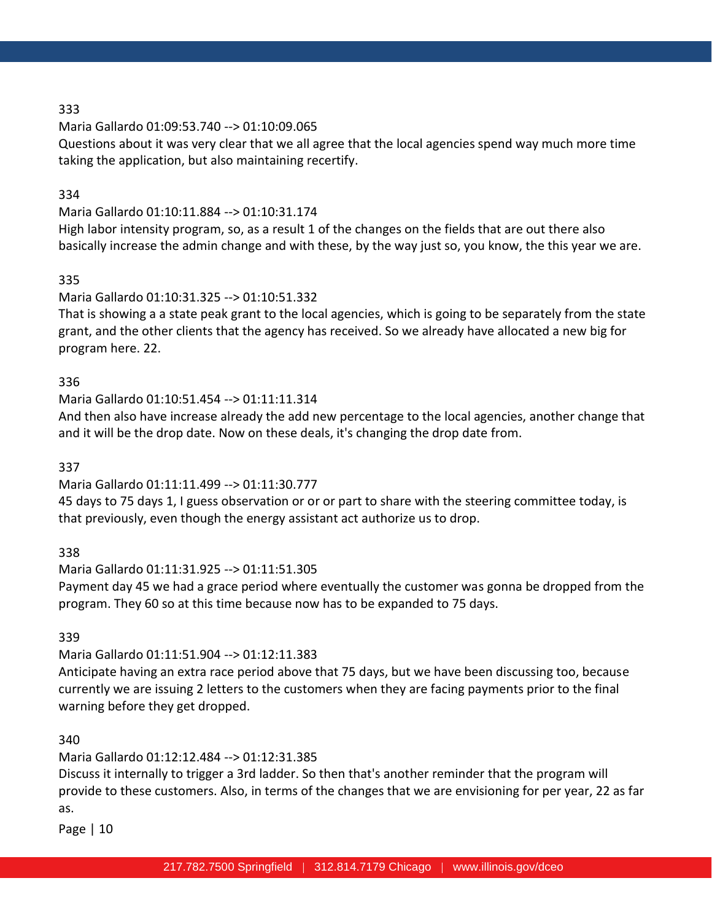333

Maria Gallardo 01:09:53.740 --> 01:10:09.065

Questions about it was very clear that we all agree that the local agencies spend way much more time taking the application, but also maintaining recertify.

334

Maria Gallardo 01:10:11.884 --> 01:10:31.174

High labor intensity program, so, as a result 1 of the changes on the fields that are out there also basically increase the admin change and with these, by the way just so, you know, the this year we are.

335

Maria Gallardo 01:10:31.325 --> 01:10:51.332

That is showing a a state peak grant to the local agencies, which is going to be separately from the state grant, and the other clients that the agency has received. So we already have allocated a new big for program here. 22.

336

Maria Gallardo 01:10:51.454 --> 01:11:11.314

And then also have increase already the add new percentage to the local agencies, another change that and it will be the drop date. Now on these deals, it's changing the drop date from.

337

Maria Gallardo 01:11:11.499 --> 01:11:30.777

45 days to 75 days 1, I guess observation or or or part to share with the steering committee today, is that previously, even though the energy assistant act authorize us to drop.

338

Maria Gallardo 01:11:31.925 --> 01:11:51.305

Payment day 45 we had a grace period where eventually the customer was gonna be dropped from the program. They 60 so at this time because now has to be expanded to 75 days.

339

Maria Gallardo 01:11:51.904 --> 01:12:11.383

Anticipate having an extra race period above that 75 days, but we have been discussing too, because currently we are issuing 2 letters to the customers when they are facing payments prior to the final warning before they get dropped.

340

Maria Gallardo 01:12:12.484 --> 01:12:31.385

Discuss it internally to trigger a 3rd ladder. So then that's another reminder that the program will provide to these customers. Also, in terms of the changes that we are envisioning for per year, 22 as far as.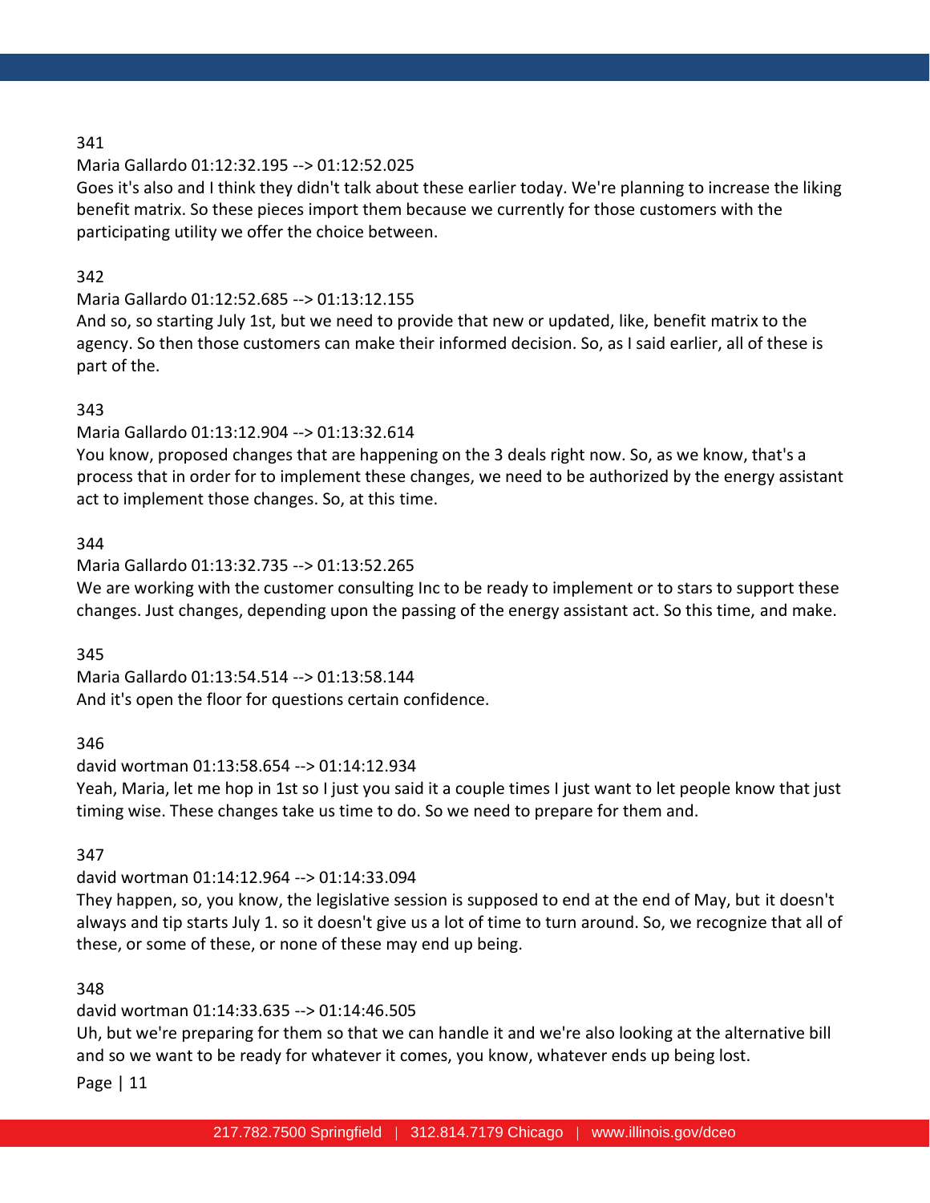341

Maria Gallardo 01:12:32.195 --> 01:12:52.025

Goes it's also and I think they didn't talk about these earlier today. We're planning to increase the liking benefit matrix. So these pieces import them because we currently for those customers with the participating utility we offer the choice between.

342

Maria Gallardo 01:12:52.685 --> 01:13:12.155

And so, so starting July 1st, but we need to provide that new or updated, like, benefit matrix to the agency. So then those customers can make their informed decision. So, as I said earlier, all of these is part of the.

343

Maria Gallardo 01:13:12.904 --> 01:13:32.614

You know, proposed changes that are happening on the 3 deals right now. So, as we know, that's a process that in order for to implement these changes, we need to be authorized by the energy assistant act to implement those changes. So, at this time.

344

Maria Gallardo 01:13:32.735 --> 01:13:52.265

We are working with the customer consulting Inc to be ready to implement or to stars to support these changes. Just changes, depending upon the passing of the energy assistant act. So this time, and make.

345

Maria Gallardo 01:13:54.514 --> 01:13:58.144

And it's open the floor for questions certain confidence.

346

david wortman 01:13:58.654 --> 01:14:12.934

Yeah, Maria, let me hop in 1st so I just you said it a couple times I just want to let people know that just timing wise. These changes take us time to do. So we need to prepare for them and.

347

david wortman 01:14:12.964 --> 01:14:33.094

They happen, so, you know, the legislative session is supposed to end at the end of May, but it doesn't always and tip starts July 1. so it doesn't give us a lot of time to turn around. So, we recognize that all of these, or some of these, or none of these may end up being.

348

david wortman 01:14:33.635 --> 01:14:46.505

Uh, but we're preparing for them so that we can handle it and we're also looking at the alternative bill and so we want to be ready for whatever it comes, you know, whatever ends up being lost.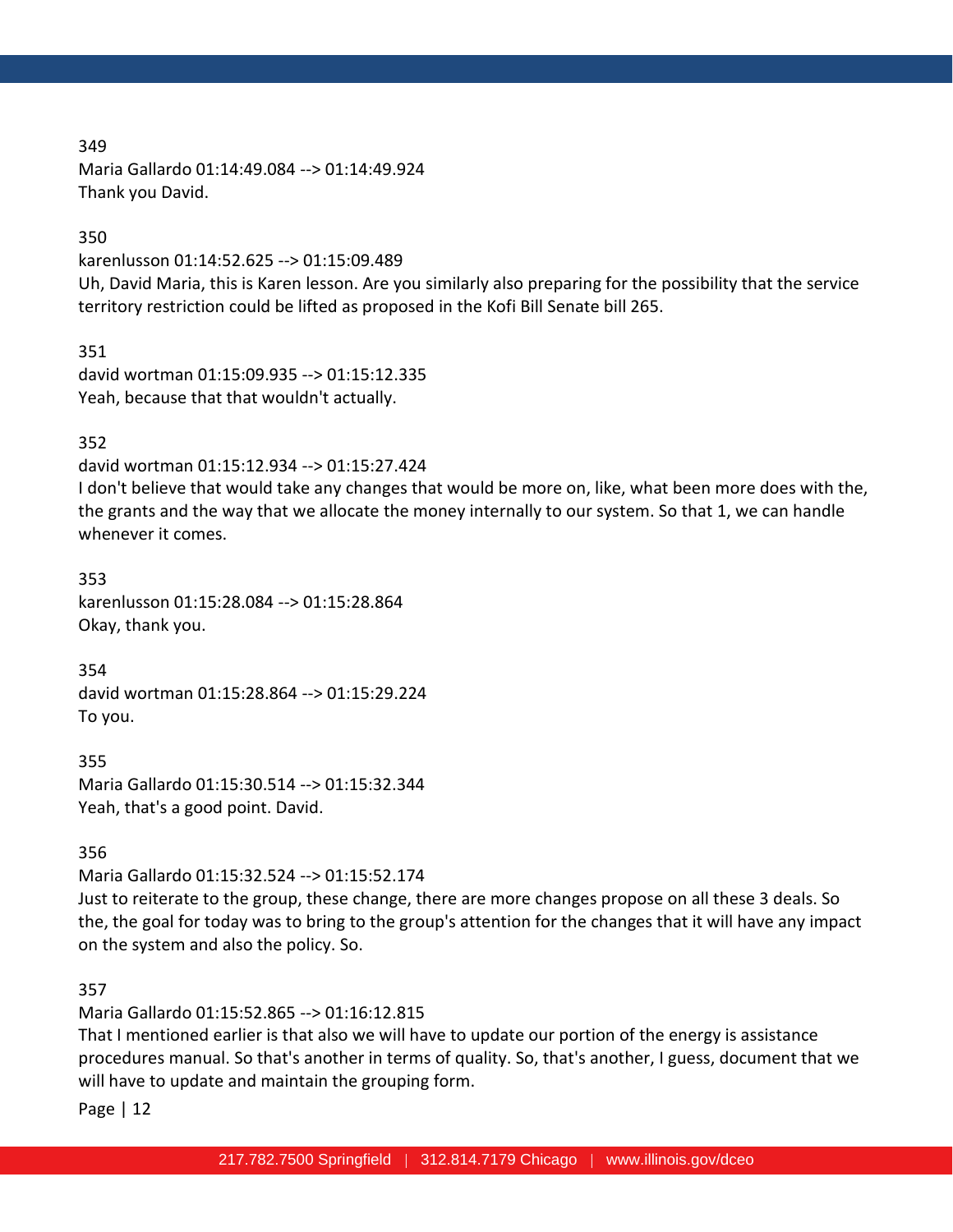349
Maria Gallardo 01:14:49.084 --> 01:14:49.924
Thank you David.

350
karenlusson 01:14:52.625 --> 01:15:09.489
Uh, David Maria, this is Karen lesson. Are you similarly also preparing for the possibility that the service territory restriction could be lifted as proposed in the Kofi Bill Senate bill 265.

351
david wortman 01:15:09.935 --> 01:15:12.335
Yeah, because that that wouldn't actually.

352
david wortman 01:15:12.934 --> 01:15:27.424
I don't believe that would take any changes that would be more on, like, what been more does with the, the grants and the way that we allocate the money internally to our system. So that 1, we can handle whenever it comes.

353
karenlusson 01:15:28.084 --> 01:15:28.864
Okay, thank you.

354
david wortman 01:15:28.864 --> 01:15:29.224
To you.

355
Maria Gallardo 01:15:30.514 --> 01:15:32.344
Yeah, that's a good point. David.

356
Maria Gallardo 01:15:32.524 --> 01:15:52.174
Just to reiterate to the group, these change, there are more changes propose on all these 3 deals. So the, the goal for today was to bring to the group's attention for the changes that it will have any impact on the system and also the policy. So.

357
Maria Gallardo 01:15:52.865 --> 01:16:12.815
That I mentioned earlier is that also we will have to update our portion of the energy is assistance procedures manual. So that's another in terms of quality. So, that's another, I guess, document that we will have to update and maintain the grouping form.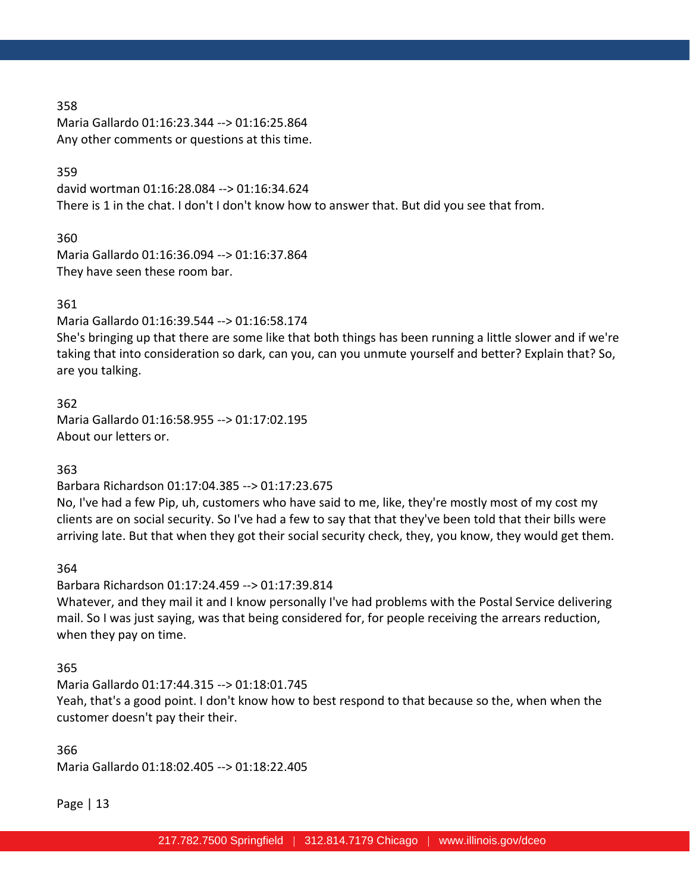358
Maria Gallardo 01:16:23.344 --> 01:16:25.864
Any other comments or questions at this time.

359
david wortman 01:16:28.084 --> 01:16:34.624
There is 1 in the chat. I don't I don't know how to answer that. But did you see that from.

360
Maria Gallardo 01:16:36.094 --> 01:16:37.864
They have seen these room bar.

361
Maria Gallardo 01:16:39.544 --> 01:16:58.174
She's bringing up that there are some like that both things has been running a little slower and if we're taking that into consideration so dark, can you, can you unmute yourself and better? Explain that? So, are you talking.

362
Maria Gallardo 01:16:58.955 --> 01:17:02.195
About our letters or.

363
Barbara Richardson 01:17:04.385 --> 01:17:23.675
No, I've had a few Pip, uh, customers who have said to me, like, they're mostly most of my cost my clients are on social security. So I've had a few to say that that they've been told that their bills were arriving late. But that when they got their social security check, they, you know, they would get them.

364
Barbara Richardson 01:17:24.459 --> 01:17:39.814
Whatever, and they mail it and I know personally I've had problems with the Postal Service delivering mail. So I was just saying, was that being considered for, for people receiving the arrears reduction, when they pay on time.

365
Maria Gallardo 01:17:44.315 --> 01:18:01.745
Yeah, that's a good point. I don't know how to best respond to that because so the, when when the customer doesn't pay their their.

366
Maria Gallardo 01:18:02.405 --> 01:18:22.405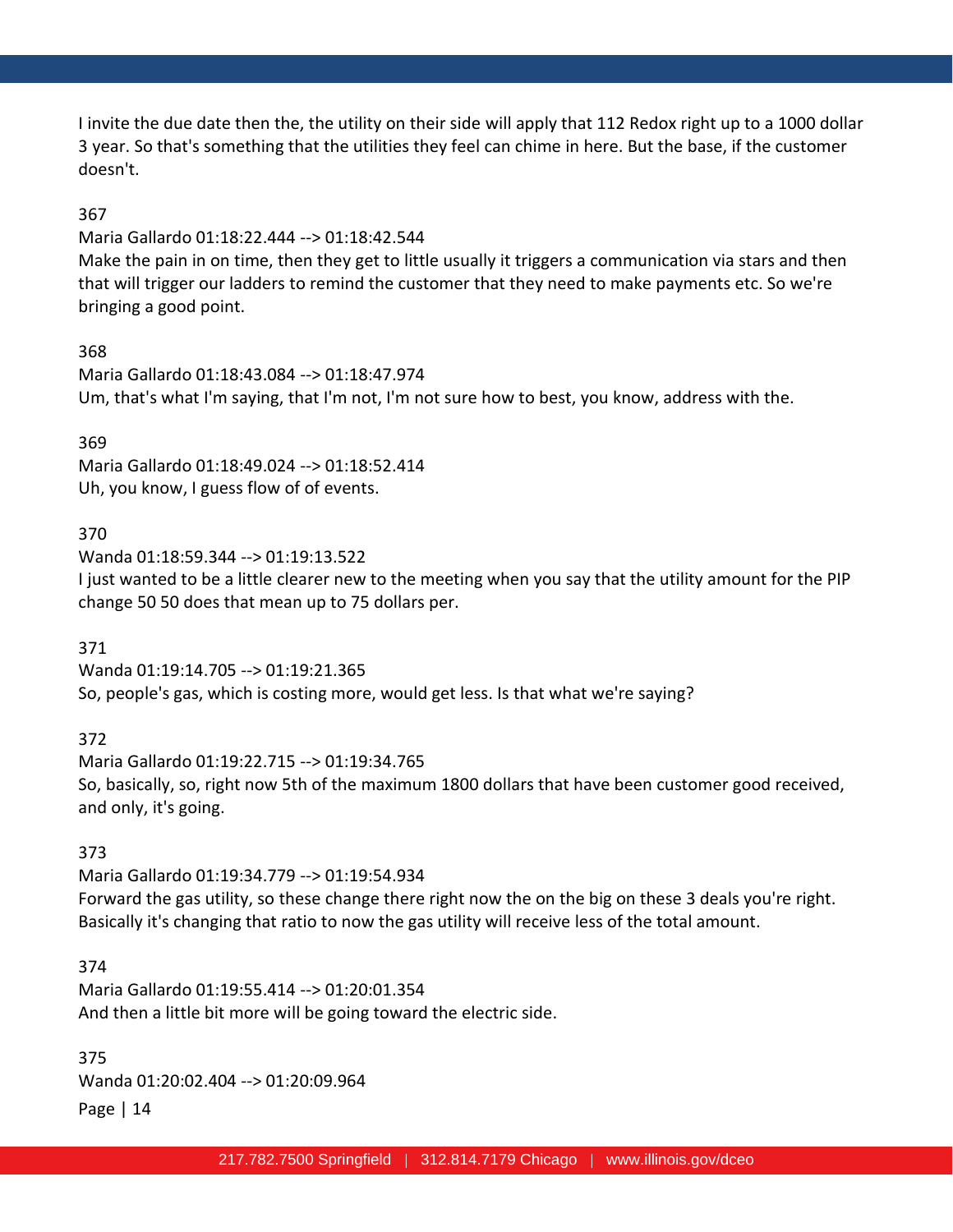I invite the due date then the, the utility on their side will apply that 112 Redox right up to a 1000 dollar 3 year. So that's something that the utilities they feel can chime in here. But the base, if the customer doesn't.

367

Maria Gallardo 01:18:22.444 --> 01:18:42.544

Make the pain in on time, then they get to little usually it triggers a communication via stars and then that will trigger our ladders to remind the customer that they need to make payments etc. So we're bringing a good point.

368

Maria Gallardo 01:18:43.084 --> 01:18:47.974

Um, that's what I'm saying, that I'm not, I'm not sure how to best, you know, address with the.

369

Maria Gallardo 01:18:49.024 --> 01:18:52.414

Uh, you know, I guess flow of of events.

370

Wanda 01:18:59.344 --> 01:19:13.522

I just wanted to be a little clearer new to the meeting when you say that the utility amount for the PIP change 50 50 does that mean up to 75 dollars per.

371

Wanda 01:19:14.705 --> 01:19:21.365

So, people's gas, which is costing more, would get less. Is that what we're saying?

372

Maria Gallardo 01:19:22.715 --> 01:19:34.765

So, basically, so, right now 5th of the maximum 1800 dollars that have been customer good received, and only, it's going.

373

Maria Gallardo 01:19:34.779 --> 01:19:54.934

Forward the gas utility, so these change there right now the on the big on these 3 deals you're right. Basically it's changing that ratio to now the gas utility will receive less of the total amount.

374

Maria Gallardo 01:19:55.414 --> 01:20:01.354

And then a little bit more will be going toward the electric side.

375

Wanda 01:20:02.404 --> 01:20:09.964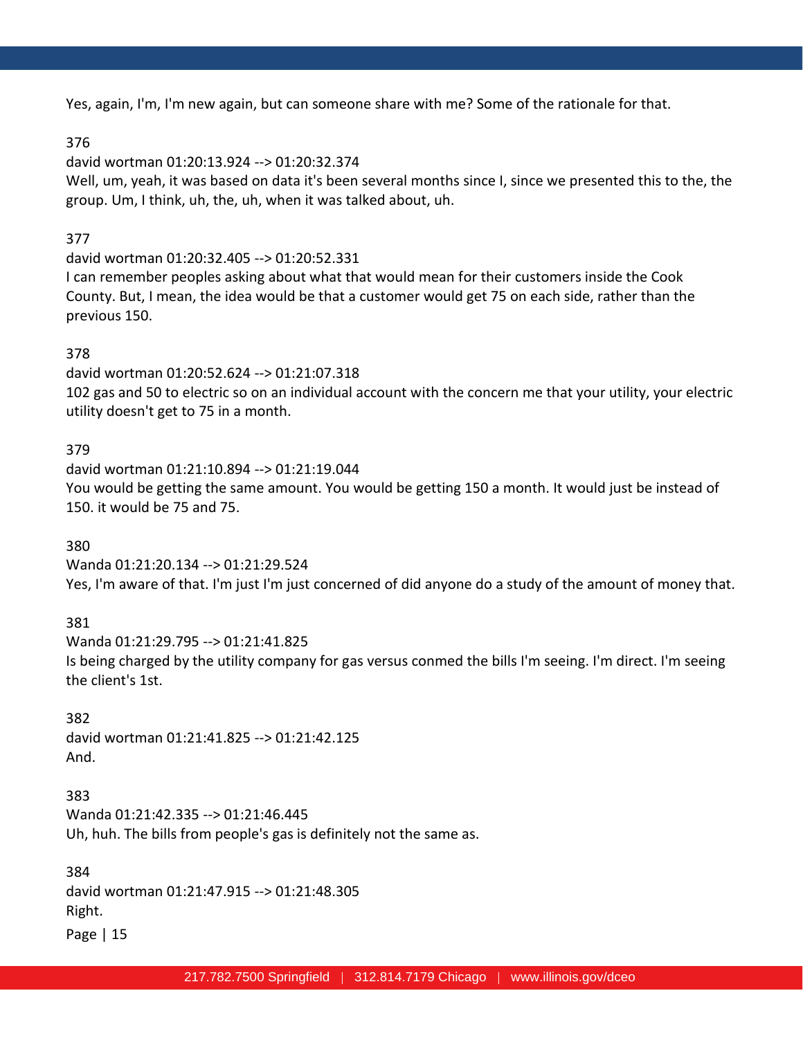Yes, again, I'm, I'm new again, but can someone share with me? Some of the rationale for that.

376

david wortman 01:20:13.924 --> 01:20:32.374

Well, um, yeah, it was based on data it's been several months since I, since we presented this to the, the group. Um, I think, uh, the, uh, when it was talked about, uh.

377

david wortman 01:20:32.405 --> 01:20:52.331

I can remember peoples asking about what that would mean for their customers inside the Cook County. But, I mean, the idea would be that a customer would get 75 on each side, rather than the previous 150.

378

david wortman 01:20:52.624 --> 01:21:07.318

102 gas and 50 to electric so on an individual account with the concern me that your utility, your electric utility doesn't get to 75 in a month.

379

david wortman 01:21:10.894 --> 01:21:19.044

You would be getting the same amount. You would be getting 150 a month. It would just be instead of 150. it would be 75 and 75.

380

Wanda 01:21:20.134 --> 01:21:29.524

Yes, I'm aware of that. I'm just I'm just concerned of did anyone do a study of the amount of money that.

381

Wanda 01:21:29.795 --> 01:21:41.825

Is being charged by the utility company for gas versus conmed the bills I'm seeing. I'm direct. I'm seeing the client's 1st.

382

david wortman 01:21:41.825 --> 01:21:42.125

And.

383

Wanda 01:21:42.335 --> 01:21:46.445

Uh, huh. The bills from people's gas is definitely not the same as.

384

david wortman 01:21:47.915 --> 01:21:48.305

Right.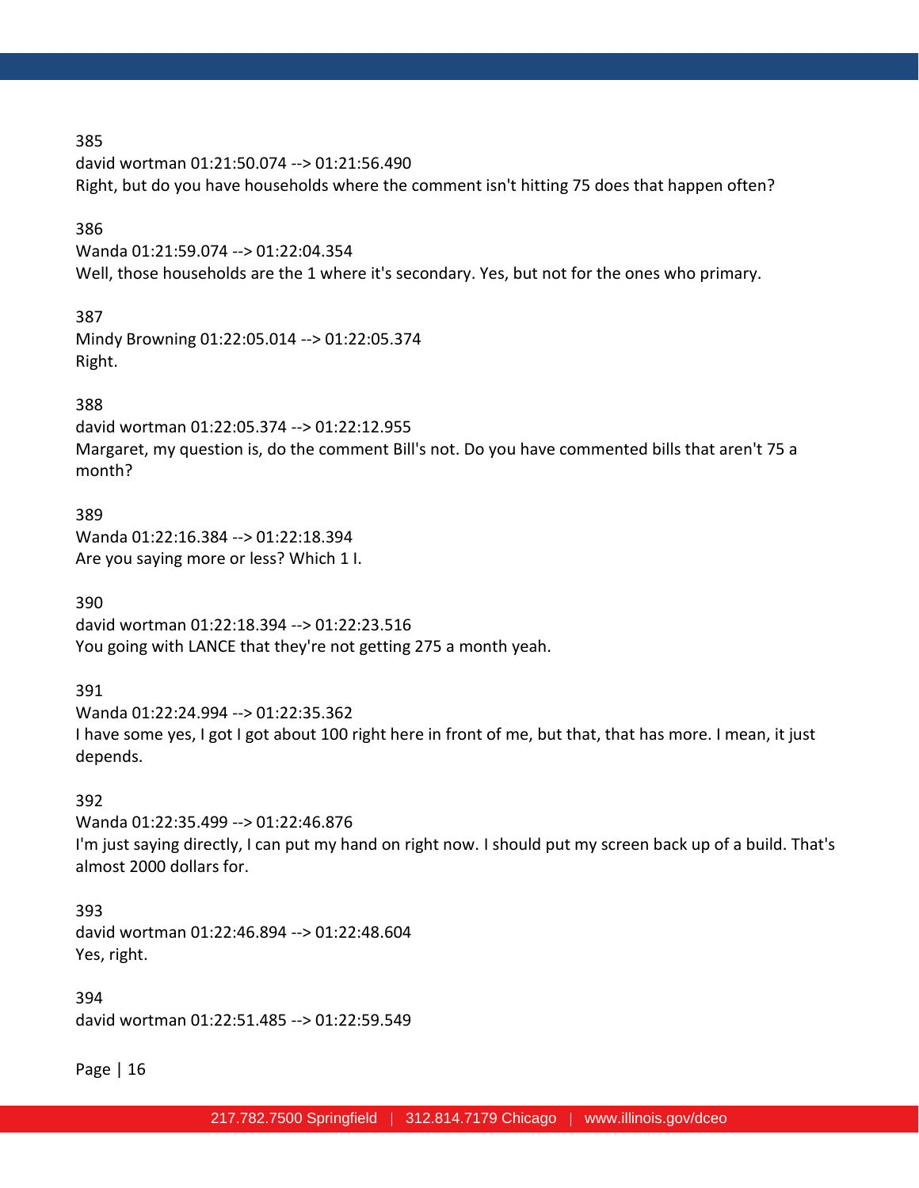385
david wortman 01:21:50.074 --> 01:21:56.490
Right, but do you have households where the comment isn't hitting 75 does that happen often?

386
Wanda 01:21:59.074 --> 01:22:04.354
Well, those households are the 1 where it's secondary. Yes, but not for the ones who primary.

387
Mindy Browning 01:22:05.014 --> 01:22:05.374
Right.

388
david wortman 01:22:05.374 --> 01:22:12.955
Margaret, my question is, do the comment Bill's not. Do you have commented bills that aren't 75 a month?

389
Wanda 01:22:16.384 --> 01:22:18.394
Are you saying more or less? Which 1 I.

390
david wortman 01:22:18.394 --> 01:22:23.516
You going with LANCE that they're not getting 275 a month yeah.

391
Wanda 01:22:24.994 --> 01:22:35.362
I have some yes, I got I got about 100 right here in front of me, but that, that has more. I mean, it just depends.

392
Wanda 01:22:35.499 --> 01:22:46.876
I'm just saying directly, I can put my hand on right now. I should put my screen back up of a build. That's almost 2000 dollars for.

393
david wortman 01:22:46.894 --> 01:22:48.604
Yes, right.

394
david wortman 01:22:51.485 --> 01:22:59.549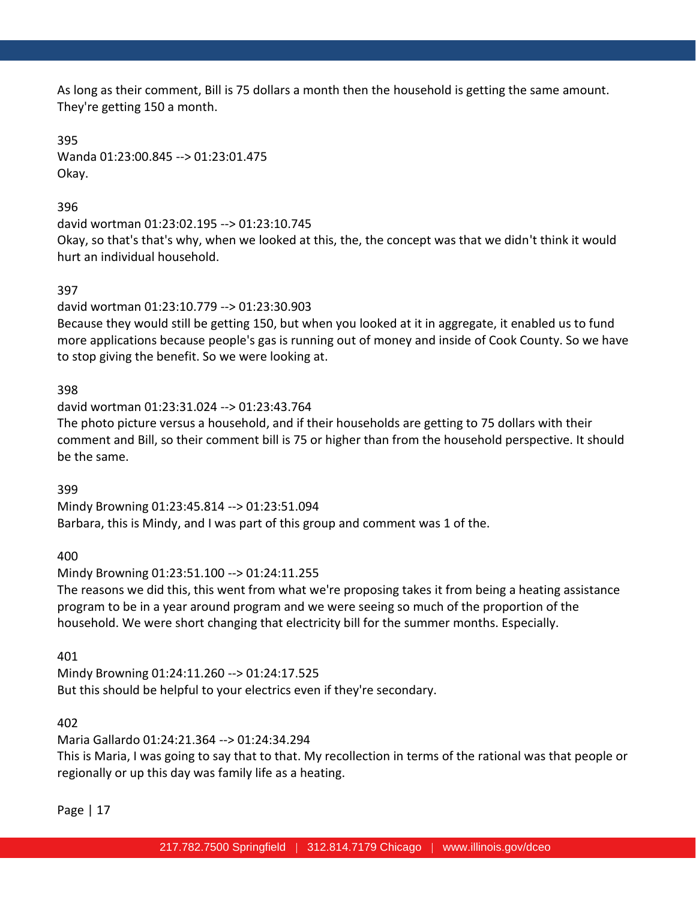As long as their comment, Bill is 75 dollars a month then the household is getting the same amount. They're getting 150 a month.

395
Wanda 01:23:00.845 --> 01:23:01.475
Okay.

396
david wortman 01:23:02.195 --> 01:23:10.745
Okay, so that's that's why, when we looked at this, the, the concept was that we didn't think it would hurt an individual household.

397
david wortman 01:23:10.779 --> 01:23:30.903
Because they would still be getting 150, but when you looked at it in aggregate, it enabled us to fund more applications because people's gas is running out of money and inside of Cook County. So we have to stop giving the benefit. So we were looking at.

398
david wortman 01:23:31.024 --> 01:23:43.764
The photo picture versus a household, and if their households are getting to 75 dollars with their comment and Bill, so their comment bill is 75 or higher than from the household perspective. It should be the same.

399
Mindy Browning 01:23:45.814 --> 01:23:51.094
Barbara, this is Mindy, and I was part of this group and comment was 1 of the.

400
Mindy Browning 01:23:51.100 --> 01:24:11.255
The reasons we did this, this went from what we're proposing takes it from being a heating assistance program to be in a year around program and we were seeing so much of the proportion of the household. We were short changing that electricity bill for the summer months. Especially.

401
Mindy Browning 01:24:11.260 --> 01:24:17.525
But this should be helpful to your electrics even if they're secondary.

402
Maria Gallardo 01:24:21.364 --> 01:24:34.294
This is Maria, I was going to say that to that. My recollection in terms of the rational was that people or regionally or up this day was family life as a heating.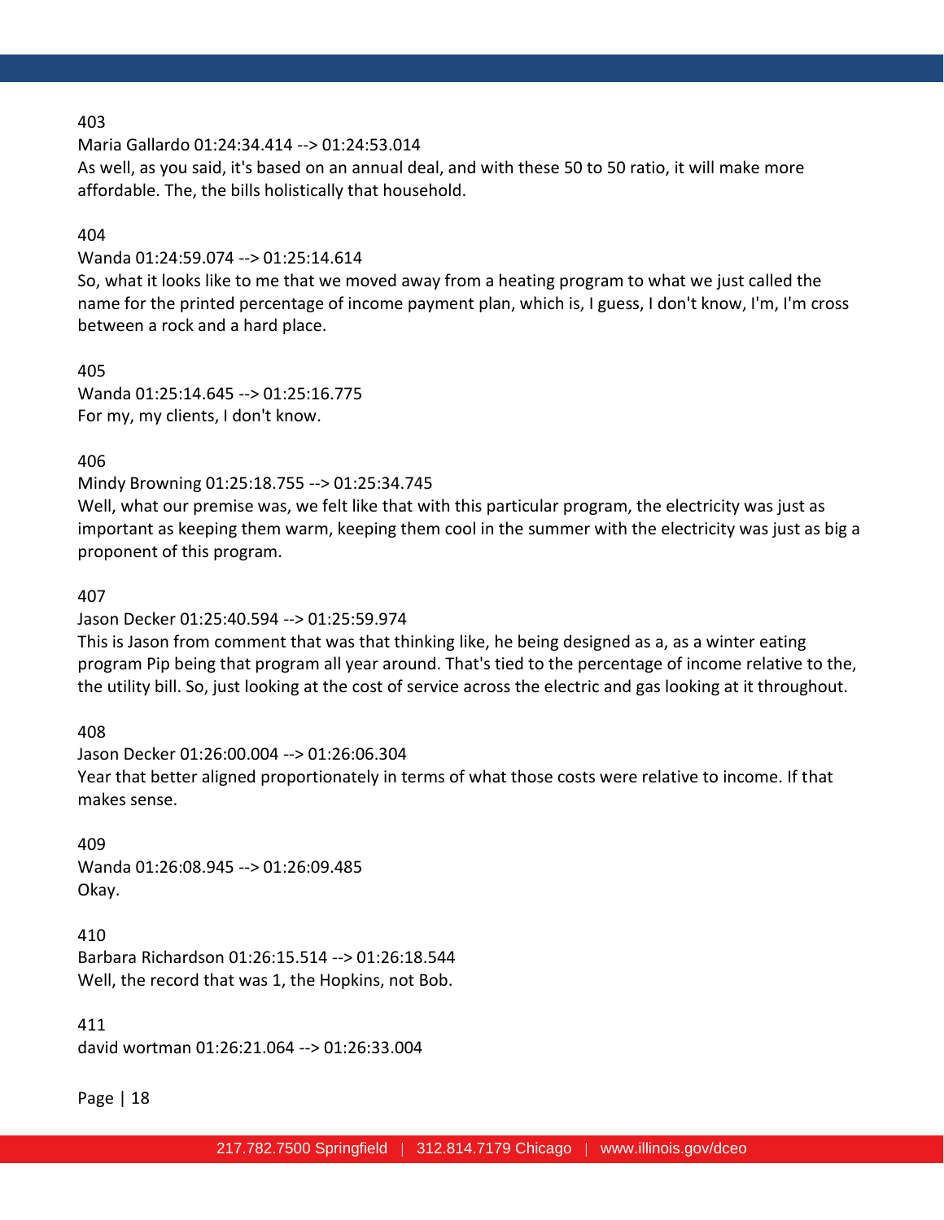403
Maria Gallardo 01:24:34.414 --> 01:24:53.014
As well, as you said, it's based on an annual deal, and with these 50 to 50 ratio, it will make more affordable. The, the bills holistically that household.

404
Wanda 01:24:59.074 --> 01:25:14.614
So, what it looks like to me that we moved away from a heating program to what we just called the name for the printed percentage of income payment plan, which is, I guess, I don't know, I'm, I'm cross between a rock and a hard place.

405
Wanda 01:25:14.645 --> 01:25:16.775
For my, my clients, I don't know.

406
Mindy Browning 01:25:18.755 --> 01:25:34.745
Well, what our premise was, we felt like that with this particular program, the electricity was just as important as keeping them warm, keeping them cool in the summer with the electricity was just as big a proponent of this program.

407
Jason Decker 01:25:40.594 --> 01:25:59.974
This is Jason from comment that was that thinking like, he being designed as a, as a winter eating program Pip being that program all year around. That's tied to the percentage of income relative to the, the utility bill. So, just looking at the cost of service across the electric and gas looking at it throughout.

408
Jason Decker 01:26:00.004 --> 01:26:06.304
Year that better aligned proportionately in terms of what those costs were relative to income. If that makes sense.

409
Wanda 01:26:08.945 --> 01:26:09.485
Okay.

410
Barbara Richardson 01:26:15.514 --> 01:26:18.544
Well, the record that was 1, the Hopkins, not Bob.

411
david wortman 01:26:21.064 --> 01:26:33.004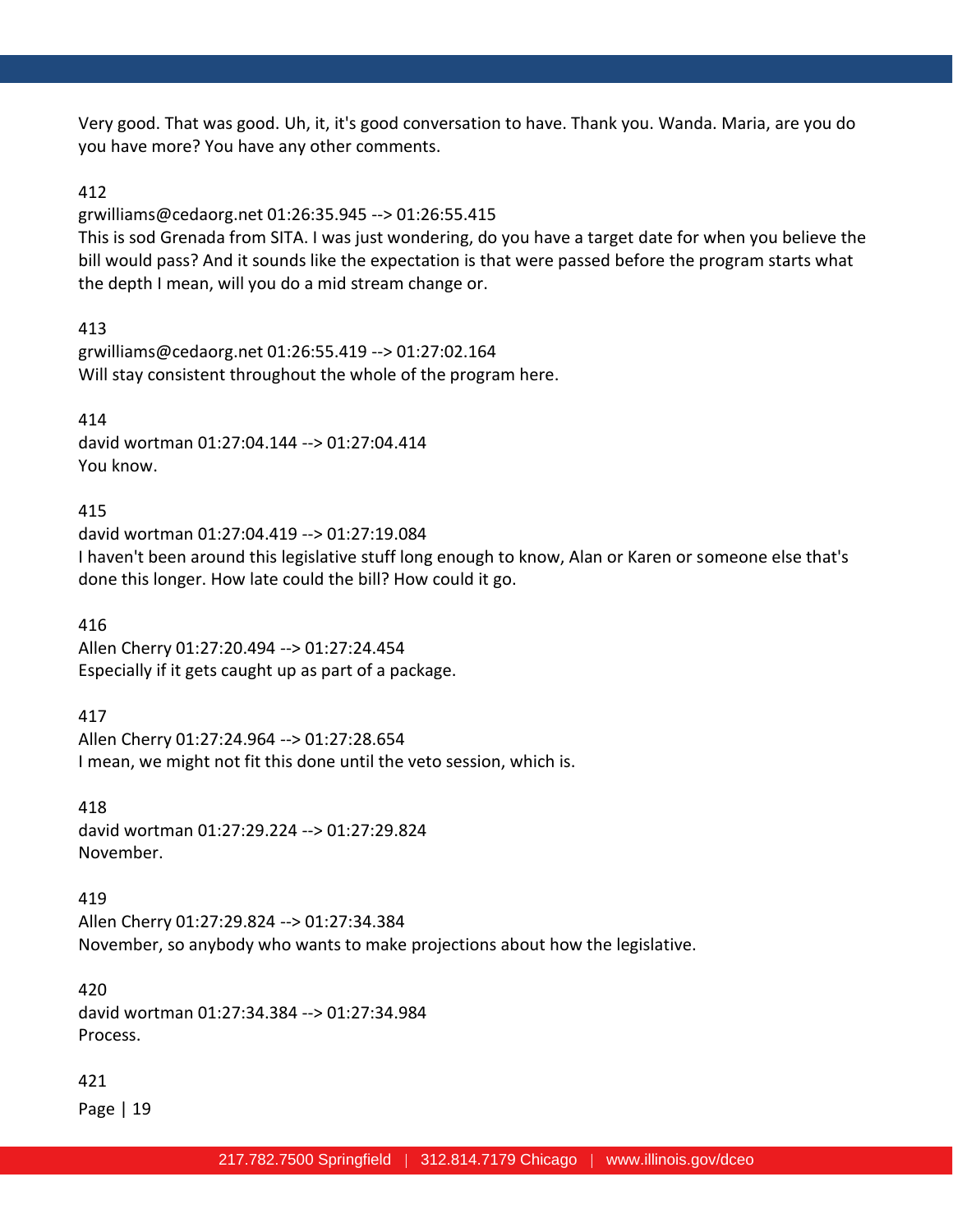Very good. That was good. Uh, it, it's good conversation to have. Thank you. Wanda. Maria, are you do you have more? You have any other comments.

412

grwilliams@cedaorg.net 01:26:35.945 --> 01:26:55.415

This is sod Grenada from SITA. I was just wondering, do you have a target date for when you believe the bill would pass? And it sounds like the expectation is that were passed before the program starts what the depth I mean, will you do a mid stream change or.

413

grwilliams@cedaorg.net 01:26:55.419 --> 01:27:02.164

Will stay consistent throughout the whole of the program here.

414

david wortman 01:27:04.144 --> 01:27:04.414

You know.

415

david wortman 01:27:04.419 --> 01:27:19.084

I haven't been around this legislative stuff long enough to know, Alan or Karen or someone else that's done this longer. How late could the bill? How could it go.

416

Allen Cherry 01:27:20.494 --> 01:27:24.454

Especially if it gets caught up as part of a package.

417

Allen Cherry 01:27:24.964 --> 01:27:28.654

I mean, we might not fit this done until the veto session, which is.

418

david wortman 01:27:29.224 --> 01:27:29.824

November.

419

Allen Cherry 01:27:29.824 --> 01:27:34.384

November, so anybody who wants to make projections about how the legislative.

420

david wortman 01:27:34.384 --> 01:27:34.984

Process.

421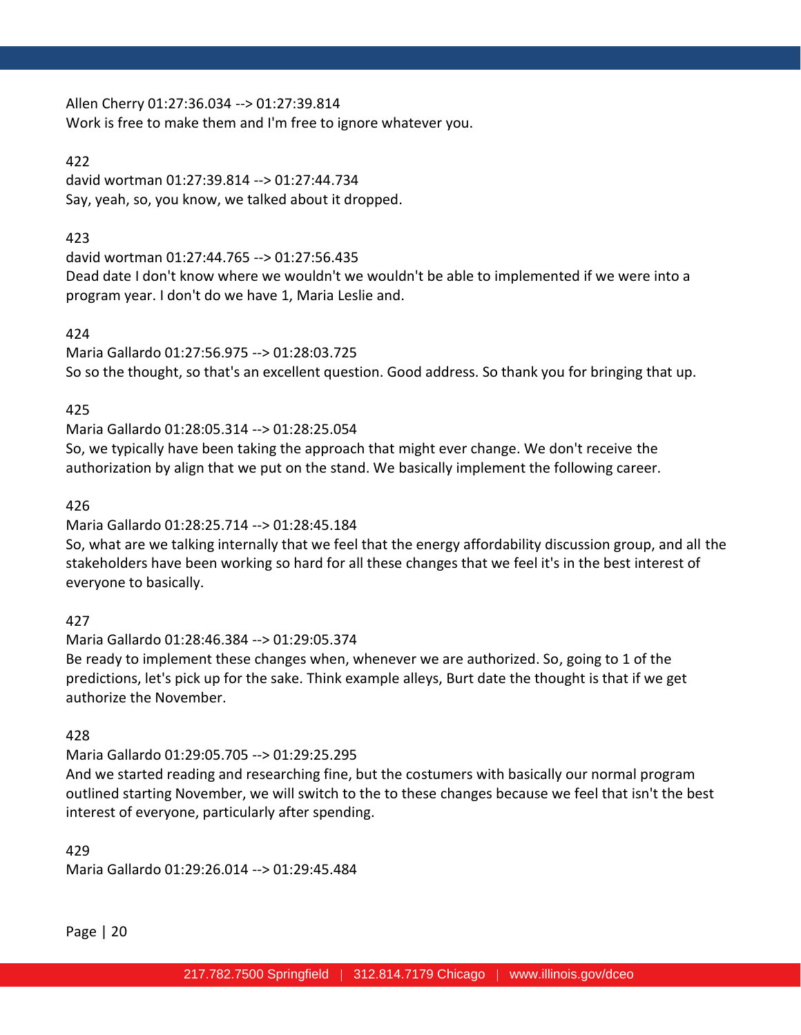Allen Cherry 01:27:36.034 --> 01:27:39.814
Work is free to make them and I'm free to ignore whatever you.

422
david wortman 01:27:39.814 --> 01:27:44.734
Say, yeah, so, you know, we talked about it dropped.

423
david wortman 01:27:44.765 --> 01:27:56.435
Dead date I don't know where we wouldn't we wouldn't be able to implemented if we were into a program year. I don't do we have 1, Maria Leslie and.

424
Maria Gallardo 01:27:56.975 --> 01:28:03.725
So so the thought, so that's an excellent question. Good address. So thank you for bringing that up.

425
Maria Gallardo 01:28:05.314 --> 01:28:25.054
So, we typically have been taking the approach that might ever change. We don't receive the authorization by align that we put on the stand. We basically implement the following career.

426
Maria Gallardo 01:28:25.714 --> 01:28:45.184
So, what are we talking internally that we feel that the energy affordability discussion group, and all the stakeholders have been working so hard for all these changes that we feel it's in the best interest of everyone to basically.

427
Maria Gallardo 01:28:46.384 --> 01:29:05.374
Be ready to implement these changes when, whenever we are authorized. So, going to 1 of the predictions, let's pick up for the sake. Think example alleys, Burt date the thought is that if we get authorize the November.

428
Maria Gallardo 01:29:05.705 --> 01:29:25.295
And we started reading and researching fine, but the costumers with basically our normal program outlined starting November, we will switch to the to these changes because we feel that isn't the best interest of everyone, particularly after spending.

429
Maria Gallardo 01:29:26.014 --> 01:29:45.484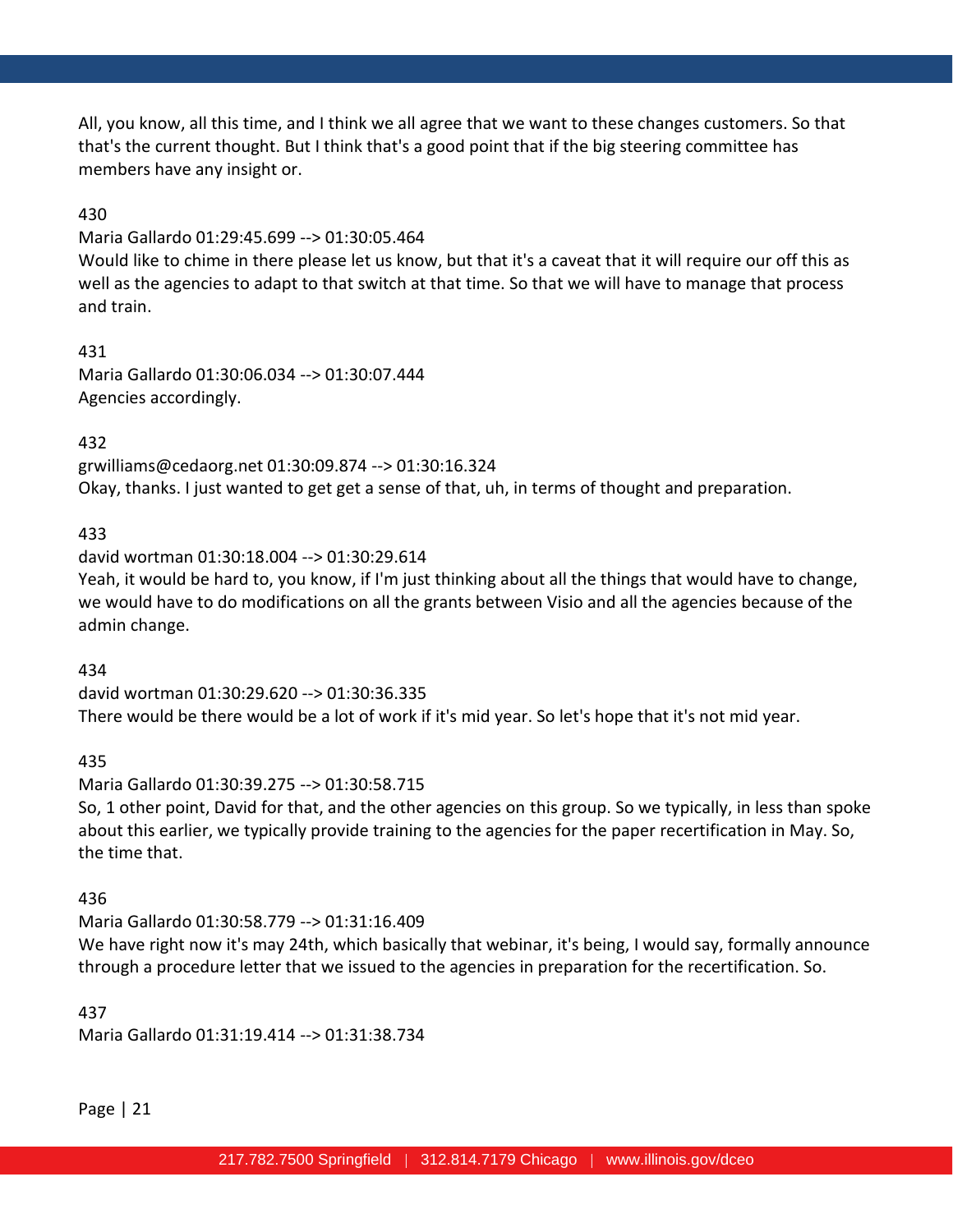All, you know, all this time, and I think we all agree that we want to these changes customers. So that that's the current thought. But I think that's a good point that if the big steering committee has members have any insight or.

430

Maria Gallardo 01:29:45.699 --> 01:30:05.464

Would like to chime in there please let us know, but that it's a caveat that it will require our off this as well as the agencies to adapt to that switch at that time. So that we will have to manage that process and train.

431

Maria Gallardo 01:30:06.034 --> 01:30:07.444

Agencies accordingly.

432

grwilliams@cedaorg.net 01:30:09.874 --> 01:30:16.324

Okay, thanks. I just wanted to get get a sense of that, uh, in terms of thought and preparation.

433

david wortman 01:30:18.004 --> 01:30:29.614

Yeah, it would be hard to, you know, if I'm just thinking about all the things that would have to change, we would have to do modifications on all the grants between Visio and all the agencies because of the admin change.

434

david wortman 01:30:29.620 --> 01:30:36.335

There would be there would be a lot of work if it's mid year. So let's hope that it's not mid year.

435

Maria Gallardo 01:30:39.275 --> 01:30:58.715

So, 1 other point, David for that, and the other agencies on this group. So we typically, in less than spoke about this earlier, we typically provide training to the agencies for the paper recertification in May. So, the time that.

436

Maria Gallardo 01:30:58.779 --> 01:31:16.409

We have right now it's may 24th, which basically that webinar, it's being, I would say, formally announce through a procedure letter that we issued to the agencies in preparation for the recertification. So.

437

Maria Gallardo 01:31:19.414 --> 01:31:38.734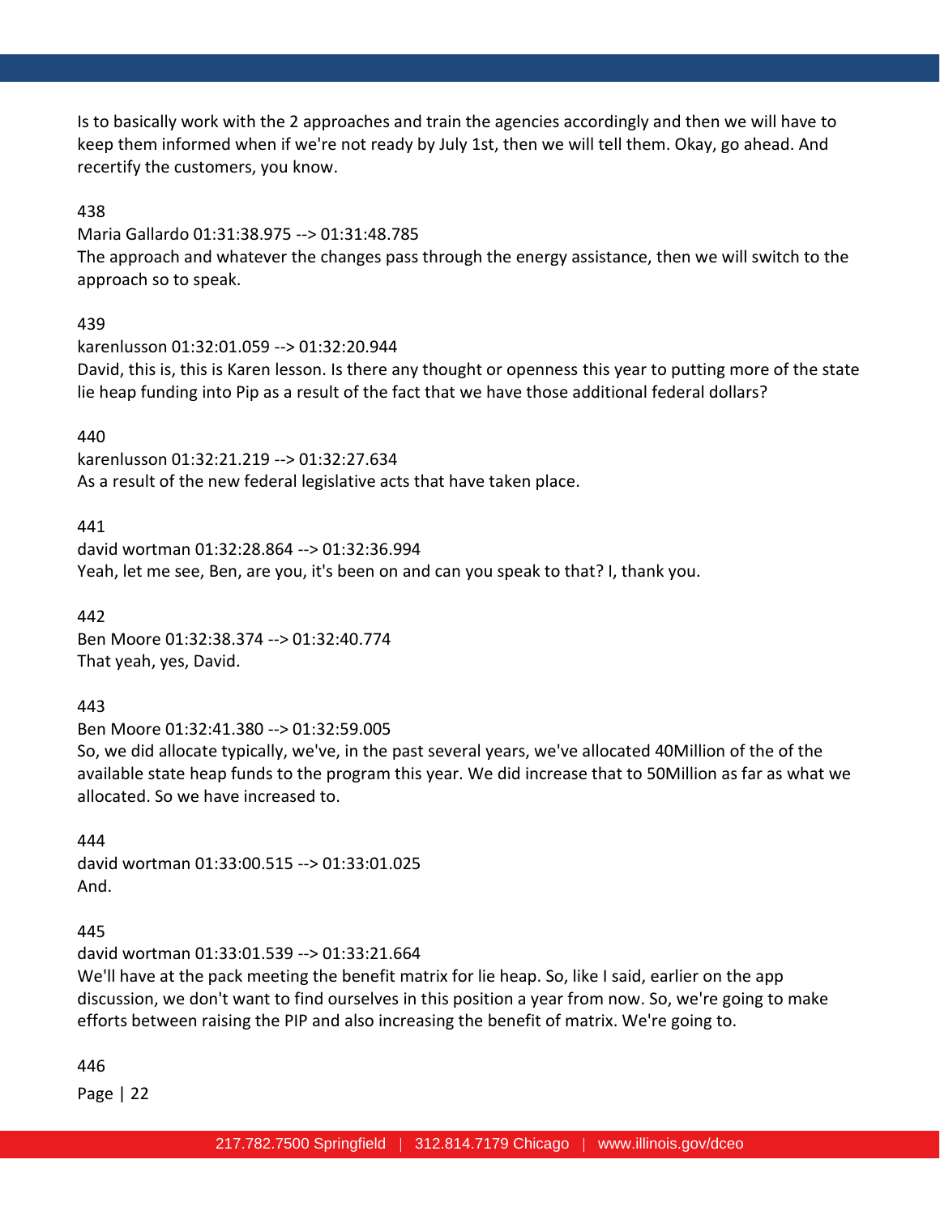Is to basically work with the 2 approaches and train the agencies accordingly and then we will have to keep them informed when if we're not ready by July 1st, then we will tell them. Okay, go ahead. And recertify the customers, you know.

438

Maria Gallardo 01:31:38.975 --> 01:31:48.785

The approach and whatever the changes pass through the energy assistance, then we will switch to the approach so to speak.

439

karenlusson 01:32:01.059 --> 01:32:20.944

David, this is, this is Karen lesson. Is there any thought or openness this year to putting more of the state lie heap funding into Pip as a result of the fact that we have those additional federal dollars?

440

karenlusson 01:32:21.219 --> 01:32:27.634

As a result of the new federal legislative acts that have taken place.

441

david wortman 01:32:28.864 --> 01:32:36.994

Yeah, let me see, Ben, are you, it's been on and can you speak to that? I, thank you.

442

Ben Moore 01:32:38.374 --> 01:32:40.774

That yeah, yes, David.

443

Ben Moore 01:32:41.380 --> 01:32:59.005

So, we did allocate typically, we've, in the past several years, we've allocated 40Million of the of the available state heap funds to the program this year. We did increase that to 50Million as far as what we allocated. So we have increased to.

444

david wortman 01:33:00.515 --> 01:33:01.025

And.

445

david wortman 01:33:01.539 --> 01:33:21.664

We'll have at the pack meeting the benefit matrix for lie heap. So, like I said, earlier on the app discussion, we don't want to find ourselves in this position a year from now. So, we're going to make efforts between raising the PIP and also increasing the benefit of matrix. We're going to.

446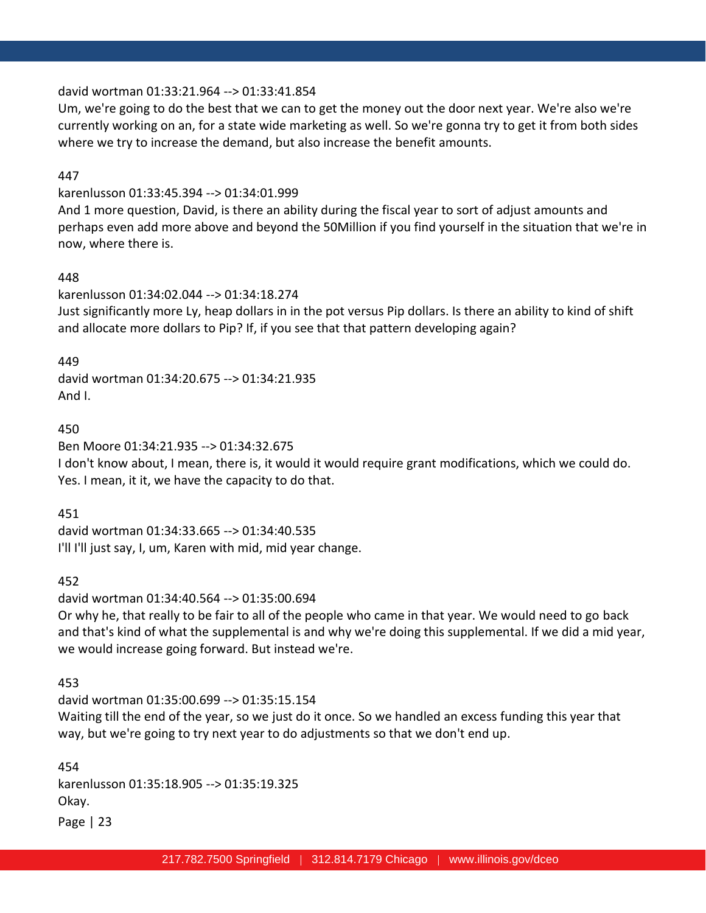david wortman 01:33:21.964 --> 01:33:41.854
Um, we're going to do the best that we can to get the money out the door next year. We're also we're currently working on an, for a state wide marketing as well. So we're gonna try to get it from both sides where we try to increase the demand, but also increase the benefit amounts.

447
karenlusson 01:33:45.394 --> 01:34:01.999
And 1 more question, David, is there an ability during the fiscal year to sort of adjust amounts and perhaps even add more above and beyond the 50Million if you find yourself in the situation that we're in now, where there is.

448
karenlusson 01:34:02.044 --> 01:34:18.274
Just significantly more Ly, heap dollars in in the pot versus Pip dollars. Is there an ability to kind of shift and allocate more dollars to Pip? If, if you see that that pattern developing again?

449
david wortman 01:34:20.675 --> 01:34:21.935
And I.

450
Ben Moore 01:34:21.935 --> 01:34:32.675
I don't know about, I mean, there is, it would it would require grant modifications, which we could do. Yes. I mean, it it, we have the capacity to do that.

451
david wortman 01:34:33.665 --> 01:34:40.535
I'll I'll just say, I, um, Karen with mid, mid year change.

452
david wortman 01:34:40.564 --> 01:35:00.694
Or why he, that really to be fair to all of the people who came in that year. We would need to go back and that's kind of what the supplemental is and why we're doing this supplemental. If we did a mid year, we would increase going forward. But instead we're.

453
david wortman 01:35:00.699 --> 01:35:15.154
Waiting till the end of the year, so we just do it once. So we handled an excess funding this year that way, but we're going to try next year to do adjustments so that we don't end up.

454
karenlusson 01:35:18.905 --> 01:35:19.325
Okay.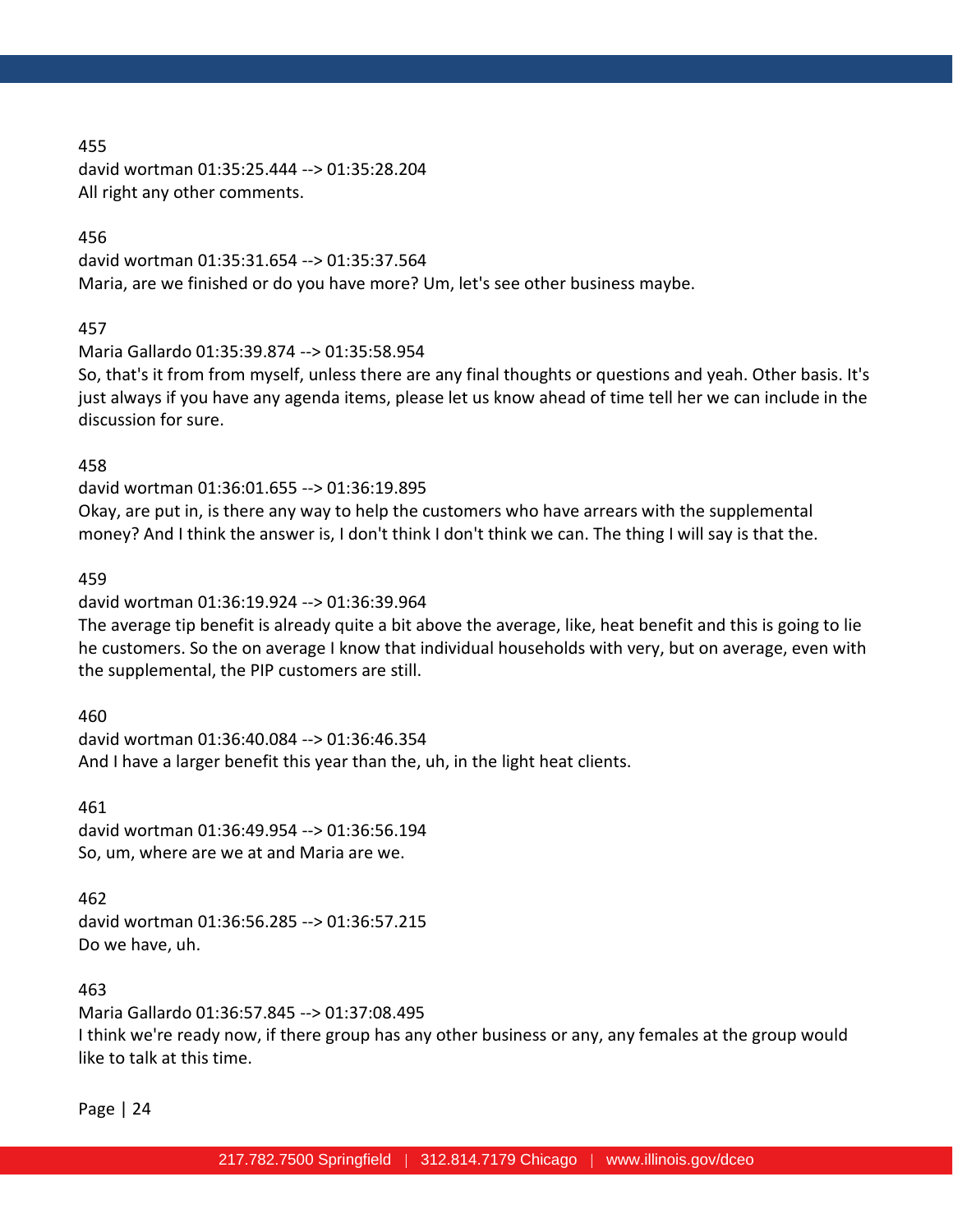455
david wortman 01:35:25.444 --> 01:35:28.204
All right any other comments.

456
david wortman 01:35:31.654 --> 01:35:37.564
Maria, are we finished or do you have more? Um, let's see other business maybe.

457
Maria Gallardo 01:35:39.874 --> 01:35:58.954
So, that's it from from myself, unless there are any final thoughts or questions and yeah. Other basis. It's just always if you have any agenda items, please let us know ahead of time tell her we can include in the discussion for sure.

458
david wortman 01:36:01.655 --> 01:36:19.895
Okay, are put in, is there any way to help the customers who have arrears with the supplemental money? And I think the answer is, I don't think I don't think we can. The thing I will say is that the.

459
david wortman 01:36:19.924 --> 01:36:39.964
The average tip benefit is already quite a bit above the average, like, heat benefit and this is going to lie he customers. So the on average I know that individual households with very, but on average, even with the supplemental, the PIP customers are still.

460
david wortman 01:36:40.084 --> 01:36:46.354
And I have a larger benefit this year than the, uh, in the light heat clients.

461
david wortman 01:36:49.954 --> 01:36:56.194
So, um, where are we at and Maria are we.

462
david wortman 01:36:56.285 --> 01:36:57.215
Do we have, uh.

463
Maria Gallardo 01:36:57.845 --> 01:37:08.495
I think we're ready now, if there group has any other business or any, any females at the group would like to talk at this time.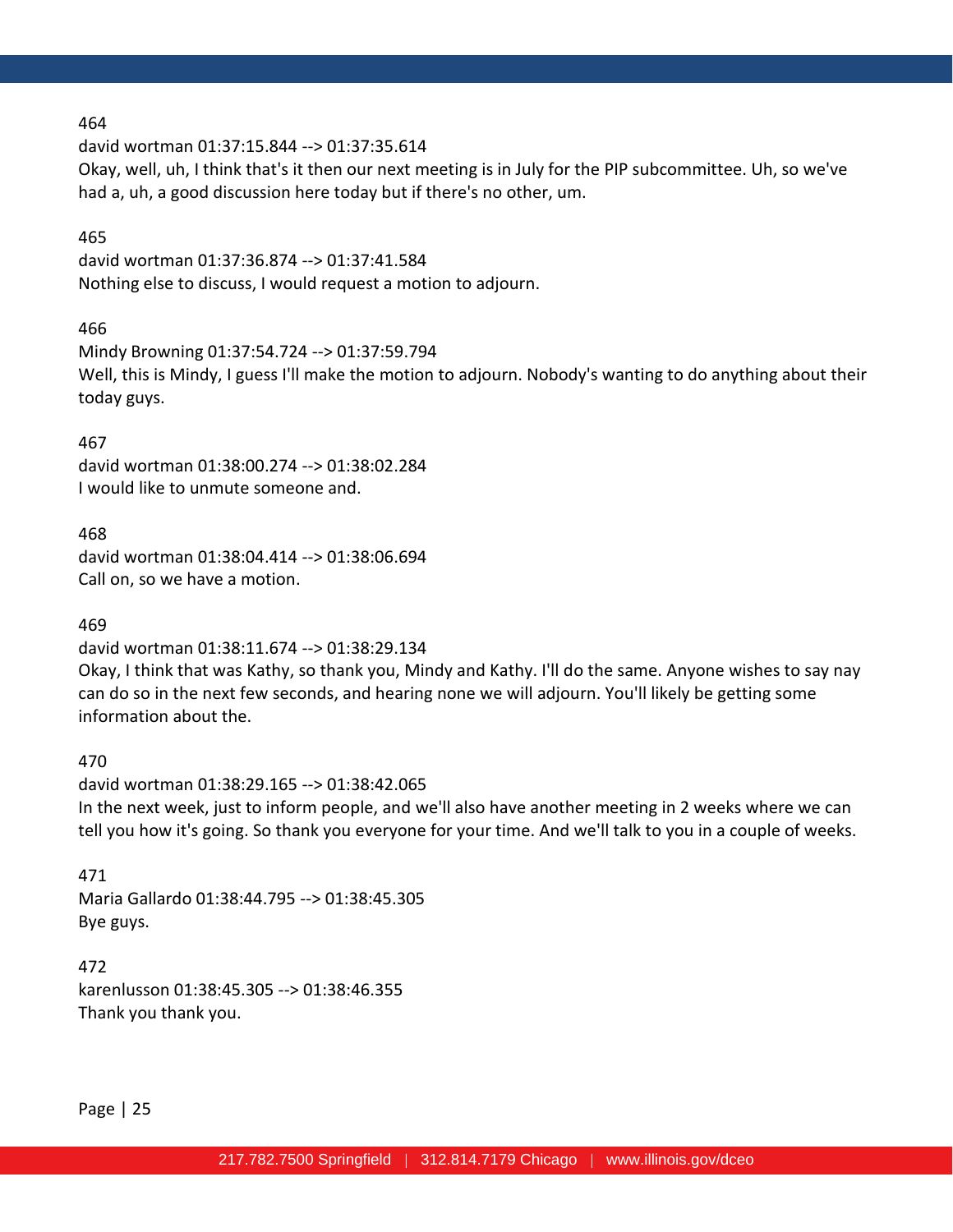464
david wortman 01:37:15.844 --> 01:37:35.614
Okay, well, uh, I think that's it then our next meeting is in July for the PIP subcommittee. Uh, so we've had a, uh, a good discussion here today but if there's no other, um.

465
david wortman 01:37:36.874 --> 01:37:41.584
Nothing else to discuss, I would request a motion to adjourn.

466
Mindy Browning 01:37:54.724 --> 01:37:59.794
Well, this is Mindy, I guess I'll make the motion to adjourn. Nobody's wanting to do anything about their today guys.

467
david wortman 01:38:00.274 --> 01:38:02.284
I would like to unmute someone and.

468
david wortman 01:38:04.414 --> 01:38:06.694
Call on, so we have a motion.

469
david wortman 01:38:11.674 --> 01:38:29.134
Okay, I think that was Kathy, so thank you, Mindy and Kathy. I'll do the same. Anyone wishes to say nay can do so in the next few seconds, and hearing none we will adjourn. You'll likely be getting some information about the.

470
david wortman 01:38:29.165 --> 01:38:42.065
In the next week, just to inform people, and we'll also have another meeting in 2 weeks where we can tell you how it's going. So thank you everyone for your time. And we'll talk to you in a couple of weeks.

471
Maria Gallardo 01:38:44.795 --> 01:38:45.305
Bye guys.

472
karenlusson 01:38:45.305 --> 01:38:46.355
Thank you thank you.